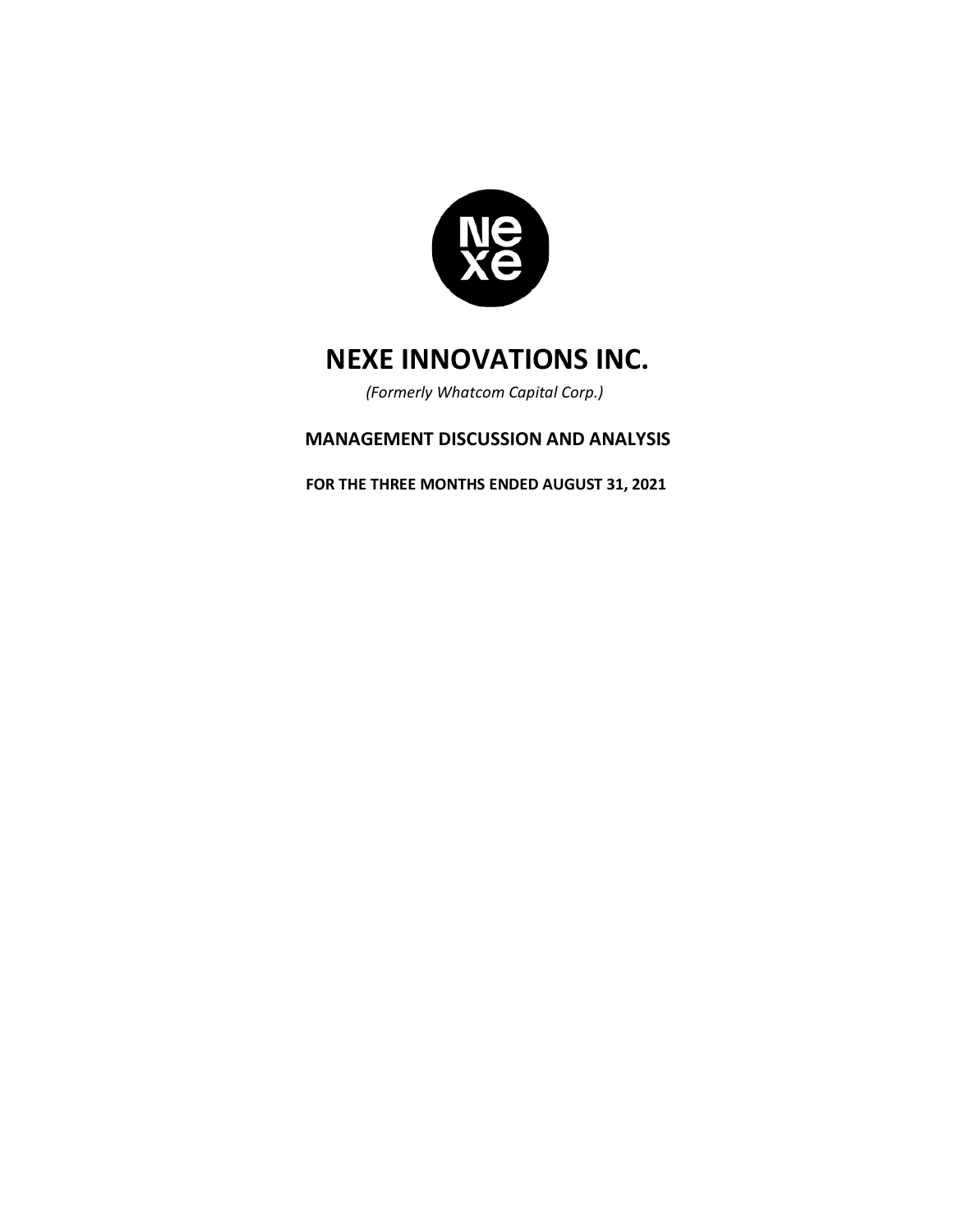# NEXE INNOVATIONS INC.

*(Formerly Whatcom Capital Corp.)*

## MANAGEMENT DISCUSSION AND ANALYSIS

**FOR THE THREE MONTHS ENDED AUGUST 31, 2021**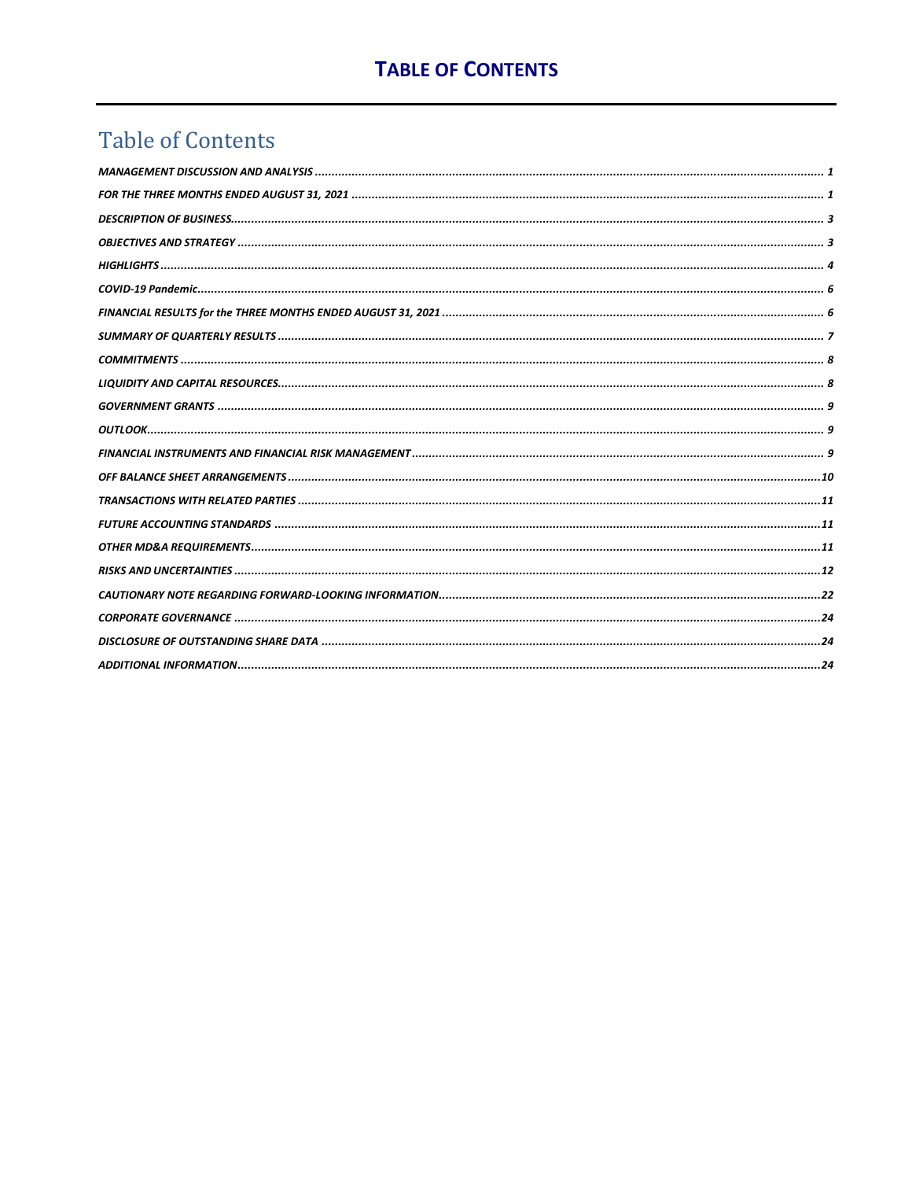# TABLE OF CONTENTS

## Table of Contents

*MANAGEMENT DISCUSSION AND ANALYSIS* ..................... *1*

*FOR THE THREE MONTHS ENDED AUGUST 31, 2021* ..................... *1*

*DESCRIPTION OF BUSINESS*..................... *3*

*OBJECTIVES AND STRATEGY* ..................... *3*

*HIGHLIGHTS* ..................... *4*

*COVID-19 Pandemic*..................... *6*

*FINANCIAL RESULTS for the THREE MONTHS ENDED AUGUST 31, 2021* ..................... *6*

*SUMMARY OF QUARTERLY RESULTS* ..................... *7*

*COMMITMENTS* ..................... *8*

*LIQUIDITY AND CAPITAL RESOURCES*..................... *8*

*GOVERNMENT GRANTS* ..................... *9*

*OUTLOOK*..................... *9*

*FINANCIAL INSTRUMENTS AND FINANCIAL RISK MANAGEMENT* ..................... *9*

*OFF BALANCE SHEET ARRANGEMENTS* ..................... *10*

*TRANSACTIONS WITH RELATED PARTIES* ..................... *11*

*FUTURE ACCOUNTING STANDARDS* ..................... *11*

*OTHER MD&A REQUIREMENTS*..................... *11*

*RISKS AND UNCERTAINTIES* ..................... *12*

*CAUTIONARY NOTE REGARDING FORWARD-LOOKING INFORMATION*..................... *22*

*CORPORATE GOVERNANCE* ..................... *24*

*DISCLOSURE OF OUTSTANDING SHARE DATA* ..................... *24*

*ADDITIONAL INFORMATION*..................... *24*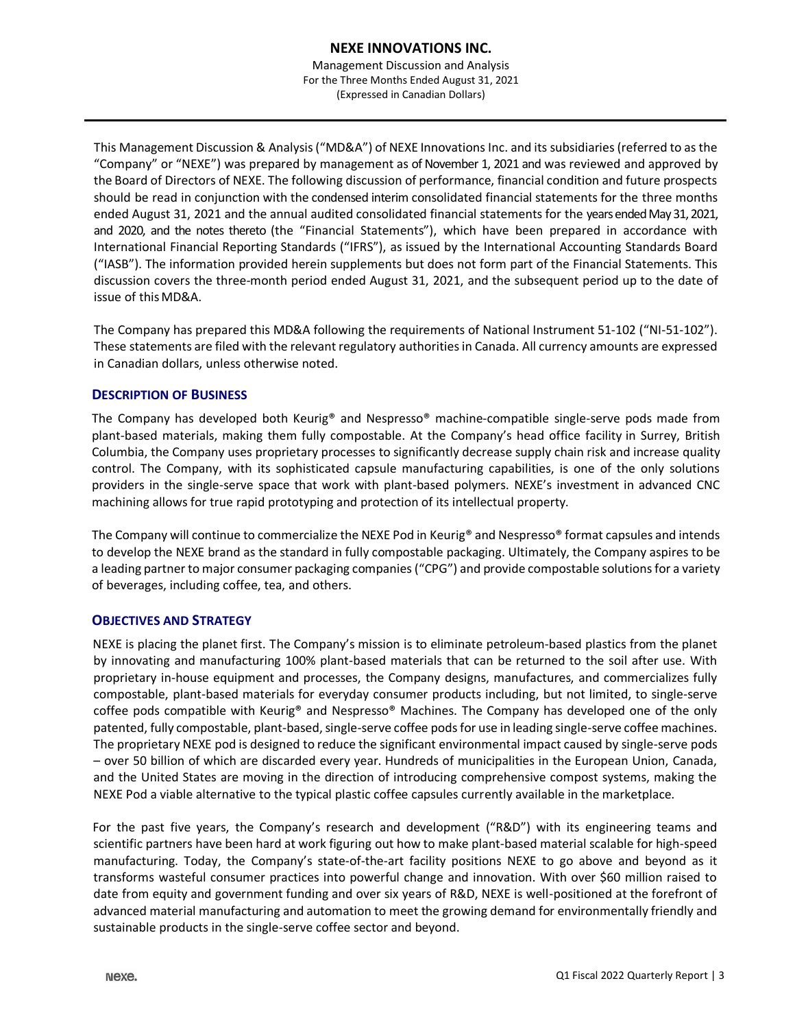This Management Discussion & Analysis ("MD&A") of NEXE Innovations Inc. and its subsidiaries (referred to as the "Company" or "NEXE") was prepared by management as of November 1, 2021 and was reviewed and approved by the Board of Directors of NEXE. The following discussion of performance, financial condition and future prospects should be read in conjunction with the condensed interim consolidated financial statements for the three months ended August 31, 2021 and the annual audited consolidated financial statements for the years ended May 31, 2021, and 2020, and the notes thereto (the "Financial Statements"), which have been prepared in accordance with International Financial Reporting Standards ("IFRS"), as issued by the International Accounting Standards Board ("IASB"). The information provided herein supplements but does not form part of the Financial Statements. This discussion covers the three-month period ended August 31, 2021, and the subsequent period up to the date of issue of this MD&A.

The Company has prepared this MD&A following the requirements of National Instrument 51-102 ("NI-51-102"). These statements are filed with the relevant regulatory authorities in Canada. All currency amounts are expressed in Canadian dollars, unless otherwise noted.

## DESCRIPTION OF BUSINESS

The Company has developed both Keurig® and Nespresso® machine-compatible single-serve pods made from plant-based materials, making them fully compostable. At the Company's head office facility in Surrey, British Columbia, the Company uses proprietary processes to significantly decrease supply chain risk and increase quality control. The Company, with its sophisticated capsule manufacturing capabilities, is one of the only solutions providers in the single-serve space that work with plant-based polymers. NEXE's investment in advanced CNC machining allows for true rapid prototyping and protection of its intellectual property.

The Company will continue to commercialize the NEXE Pod in Keurig® and Nespresso® format capsules and intends to develop the NEXE brand as the standard in fully compostable packaging. Ultimately, the Company aspires to be a leading partner to major consumer packaging companies ("CPG") and provide compostable solutions for a variety of beverages, including coffee, tea, and others.

## OBJECTIVES AND STRATEGY

NEXE is placing the planet first. The Company's mission is to eliminate petroleum-based plastics from the planet by innovating and manufacturing 100% plant-based materials that can be returned to the soil after use. With proprietary in-house equipment and processes, the Company designs, manufactures, and commercializes fully compostable, plant-based materials for everyday consumer products including, but not limited, to single-serve coffee pods compatible with Keurig® and Nespresso® Machines. The Company has developed one of the only patented, fully compostable, plant-based, single-serve coffee pods for use in leading single-serve coffee machines. The proprietary NEXE pod is designed to reduce the significant environmental impact caused by single-serve pods – over 50 billion of which are discarded every year. Hundreds of municipalities in the European Union, Canada, and the United States are moving in the direction of introducing comprehensive compost systems, making the NEXE Pod a viable alternative to the typical plastic coffee capsules currently available in the marketplace.

For the past five years, the Company's research and development ("R&D") with its engineering teams and scientific partners have been hard at work figuring out how to make plant-based material scalable for high-speed manufacturing. Today, the Company's state-of-the-art facility positions NEXE to go above and beyond as it transforms wasteful consumer practices into powerful change and innovation. With over $60 million raised to date from equity and government funding and over six years of R&D, NEXE is well-positioned at the forefront of advanced material manufacturing and automation to meet the growing demand for environmentally friendly and sustainable products in the single-serve coffee sector and beyond.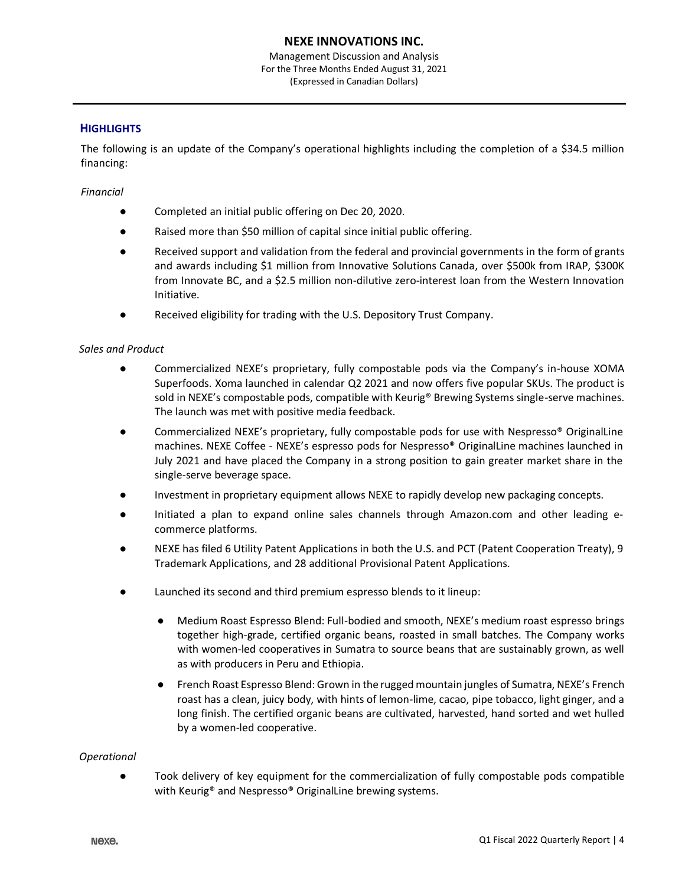## HIGHLIGHTS

The following is an update of the Company's operational highlights including the completion of a $34.5 million financing:

*Financial*

- Completed an initial public offering on Dec 20, 2020.
- Raised more than $50 million of capital since initial public offering.
- Received support and validation from the federal and provincial governments in the form of grants and awards including $1 million from Innovative Solutions Canada, over $500k from IRAP, $300K from Innovate BC, and a $2.5 million non-dilutive zero-interest loan from the Western Innovation Initiative.
- Received eligibility for trading with the U.S. Depository Trust Company.

*Sales and Product*

- Commercialized NEXE's proprietary, fully compostable pods via the Company's in-house XOMA Superfoods. Xoma launched in calendar Q2 2021 and now offers five popular SKUs. The product is sold in NEXE's compostable pods, compatible with Keurig® Brewing Systems single-serve machines. The launch was met with positive media feedback.
- Commercialized NEXE's proprietary, fully compostable pods for use with Nespresso® OriginalLine machines. NEXE Coffee - NEXE's espresso pods for Nespresso® OriginalLine machines launched in July 2021 and have placed the Company in a strong position to gain greater market share in the single-serve beverage space.
- Investment in proprietary equipment allows NEXE to rapidly develop new packaging concepts.
- Initiated a plan to expand online sales channels through Amazon.com and other leading e-commerce platforms.
- NEXE has filed 6 Utility Patent Applications in both the U.S. and PCT (Patent Cooperation Treaty), 9 Trademark Applications, and 28 additional Provisional Patent Applications.
- Launched its second and third premium espresso blends to it lineup:
  - Medium Roast Espresso Blend: Full-bodied and smooth, NEXE's medium roast espresso brings together high-grade, certified organic beans, roasted in small batches. The Company works with women-led cooperatives in Sumatra to source beans that are sustainably grown, as well as with producers in Peru and Ethiopia.
  - French Roast Espresso Blend: Grown in the rugged mountain jungles of Sumatra, NEXE's French roast has a clean, juicy body, with hints of lemon-lime, cacao, pipe tobacco, light ginger, and a long finish. The certified organic beans are cultivated, harvested, hand sorted and wet hulled by a women-led cooperative.

*Operational*

- Took delivery of key equipment for the commercialization of fully compostable pods compatible with Keurig® and Nespresso® OriginalLine brewing systems.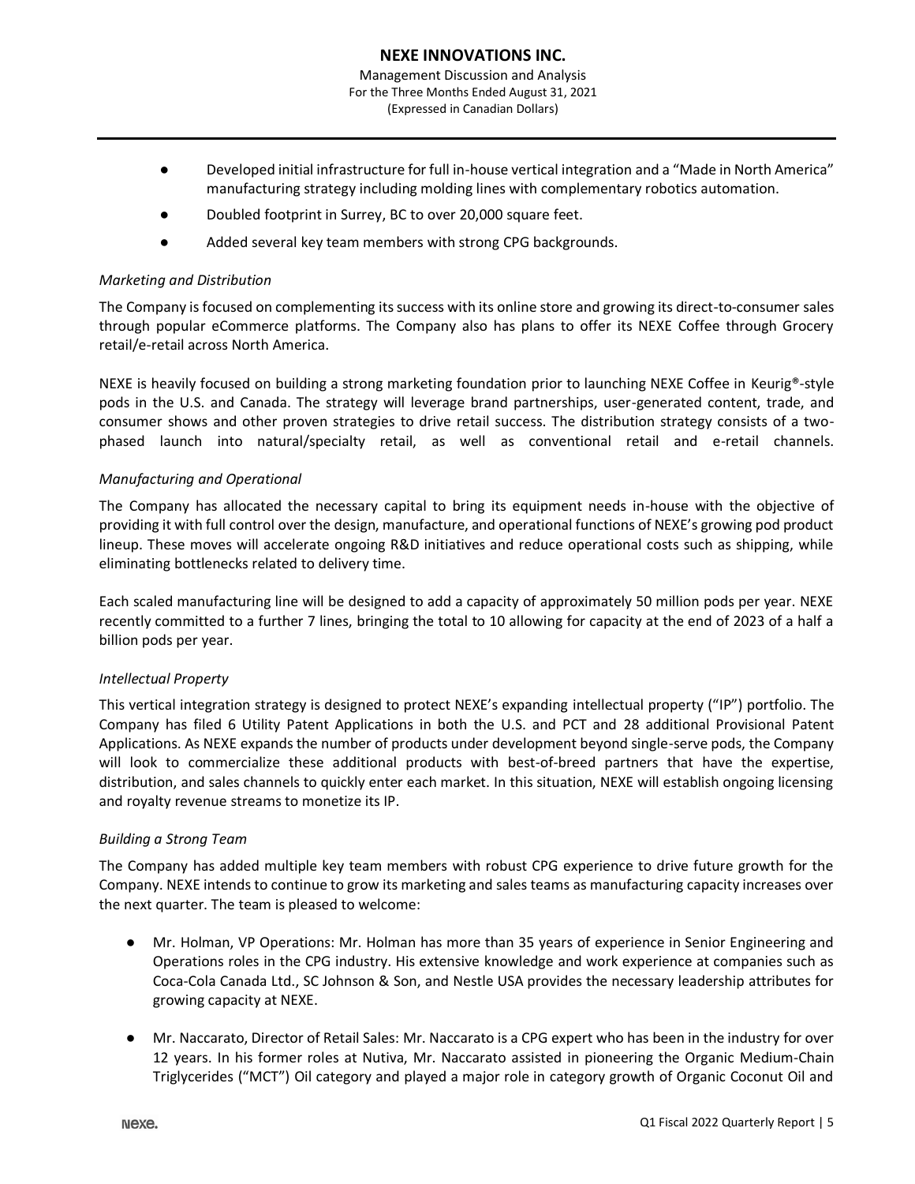- Developed initial infrastructure for full in-house vertical integration and a "Made in North America" manufacturing strategy including molding lines with complementary robotics automation.
- Doubled footprint in Surrey, BC to over 20,000 square feet.
- Added several key team members with strong CPG backgrounds.

*Marketing and Distribution*

The Company is focused on complementing its success with its online store and growing its direct-to-consumer sales through popular eCommerce platforms. The Company also has plans to offer its NEXE Coffee through Grocery retail/e-retail across North America.

NEXE is heavily focused on building a strong marketing foundation prior to launching NEXE Coffee in Keurig®-style pods in the U.S. and Canada. The strategy will leverage brand partnerships, user-generated content, trade, and consumer shows and other proven strategies to drive retail success. The distribution strategy consists of a two-phased launch into natural/specialty retail, as well as conventional retail and e-retail channels.

*Manufacturing and Operational*

The Company has allocated the necessary capital to bring its equipment needs in-house with the objective of providing it with full control over the design, manufacture, and operational functions of NEXE's growing pod product lineup. These moves will accelerate ongoing R&D initiatives and reduce operational costs such as shipping, while eliminating bottlenecks related to delivery time.

Each scaled manufacturing line will be designed to add a capacity of approximately 50 million pods per year. NEXE recently committed to a further 7 lines, bringing the total to 10 allowing for capacity at the end of 2023 of a half a billion pods per year.

*Intellectual Property*

This vertical integration strategy is designed to protect NEXE's expanding intellectual property ("IP") portfolio. The Company has filed 6 Utility Patent Applications in both the U.S. and PCT and 28 additional Provisional Patent Applications. As NEXE expands the number of products under development beyond single-serve pods, the Company will look to commercialize these additional products with best-of-breed partners that have the expertise, distribution, and sales channels to quickly enter each market. In this situation, NEXE will establish ongoing licensing and royalty revenue streams to monetize its IP.

*Building a Strong Team*

The Company has added multiple key team members with robust CPG experience to drive future growth for the Company. NEXE intends to continue to grow its marketing and sales teams as manufacturing capacity increases over the next quarter. The team is pleased to welcome:

- Mr. Holman, VP Operations: Mr. Holman has more than 35 years of experience in Senior Engineering and Operations roles in the CPG industry. His extensive knowledge and work experience at companies such as Coca-Cola Canada Ltd., SC Johnson & Son, and Nestle USA provides the necessary leadership attributes for growing capacity at NEXE.
- Mr. Naccarato, Director of Retail Sales: Mr. Naccarato is a CPG expert who has been in the industry for over 12 years. In his former roles at Nutiva, Mr. Naccarato assisted in pioneering the Organic Medium-Chain Triglycerides ("MCT") Oil category and played a major role in category growth of Organic Coconut Oil and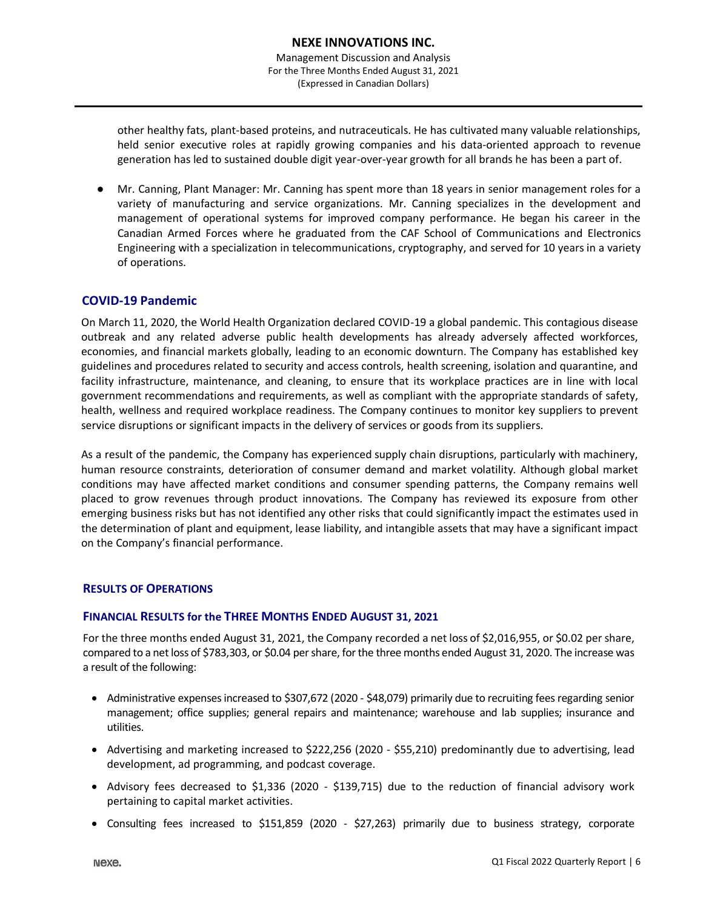other healthy fats, plant-based proteins, and nutraceuticals. He has cultivated many valuable relationships, held senior executive roles at rapidly growing companies and his data-oriented approach to revenue generation has led to sustained double digit year-over-year growth for all brands he has been a part of.

- Mr. Canning, Plant Manager: Mr. Canning has spent more than 18 years in senior management roles for a variety of manufacturing and service organizations. Mr. Canning specializes in the development and management of operational systems for improved company performance. He began his career in the Canadian Armed Forces where he graduated from the CAF School of Communications and Electronics Engineering with a specialization in telecommunications, cryptography, and served for 10 years in a variety of operations.

## COVID-19 Pandemic

On March 11, 2020, the World Health Organization declared COVID-19 a global pandemic. This contagious disease outbreak and any related adverse public health developments has already adversely affected workforces, economies, and financial markets globally, leading to an economic downturn. The Company has established key guidelines and procedures related to security and access controls, health screening, isolation and quarantine, and facility infrastructure, maintenance, and cleaning, to ensure that its workplace practices are in line with local government recommendations and requirements, as well as compliant with the appropriate standards of safety, health, wellness and required workplace readiness. The Company continues to monitor key suppliers to prevent service disruptions or significant impacts in the delivery of services or goods from its suppliers.

As a result of the pandemic, the Company has experienced supply chain disruptions, particularly with machinery, human resource constraints, deterioration of consumer demand and market volatility. Although global market conditions may have affected market conditions and consumer spending patterns, the Company remains well placed to grow revenues through product innovations. The Company has reviewed its exposure from other emerging business risks but has not identified any other risks that could significantly impact the estimates used in the determination of plant and equipment, lease liability, and intangible assets that may have a significant impact on the Company's financial performance.

## RESULTS OF OPERATIONS

### FINANCIAL RESULTS for the THREE MONTHS ENDED AUGUST 31, 2021

For the three months ended August 31, 2021, the Company recorded a net loss of $2,016,955, or $0.02 per share, compared to a net loss of $783,303, or $0.04 per share, for the three months ended August 31, 2020. The increase was a result of the following:

- Administrative expenses increased to $307,672 (2020 - $48,079) primarily due to recruiting fees regarding senior management; office supplies; general repairs and maintenance; warehouse and lab supplies; insurance and utilities.
- Advertising and marketing increased to $222,256 (2020 - $55,210) predominantly due to advertising, lead development, ad programming, and podcast coverage.
- Advisory fees decreased to $1,336 (2020 - $139,715) due to the reduction of financial advisory work pertaining to capital market activities.
- Consulting fees increased to $151,859 (2020 - $27,263) primarily due to business strategy, corporate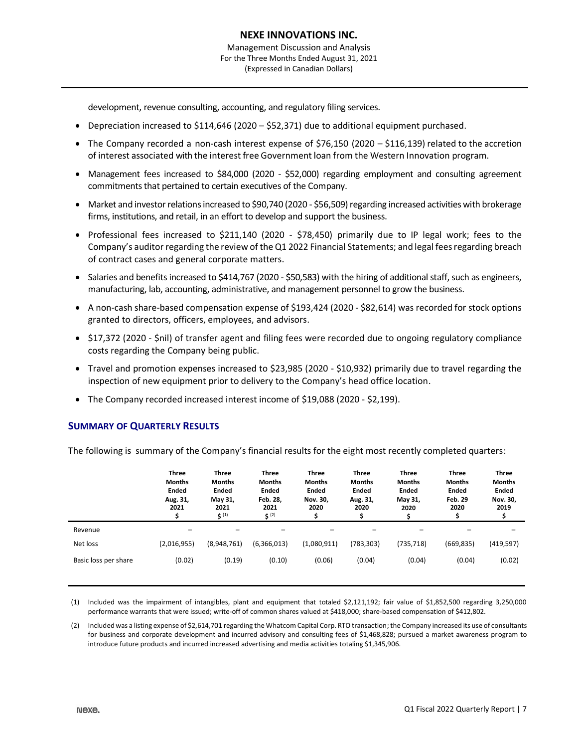development, revenue consulting, accounting, and regulatory filing services.

- Depreciation increased to $114,646 (2020 – $52,371) due to additional equipment purchased.
- The Company recorded a non-cash interest expense of $76,150 (2020 – $116,139) related to the accretion of interest associated with the interest free Government loan from the Western Innovation program.
- Management fees increased to $84,000 (2020 - $52,000) regarding employment and consulting agreement commitments that pertained to certain executives of the Company.
- Market and investor relations increased to $90,740 (2020 - $56,509) regarding increased activities with brokerage firms, institutions, and retail, in an effort to develop and support the business.
- Professional fees increased to $211,140 (2020 - $78,450) primarily due to IP legal work; fees to the Company's auditor regarding the review of the Q1 2022 Financial Statements; and legal fees regarding breach of contract cases and general corporate matters.
- Salaries and benefits increased to $414,767 (2020 - $50,583) with the hiring of additional staff, such as engineers, manufacturing, lab, accounting, administrative, and management personnel to grow the business.
- A non-cash share-based compensation expense of $193,424 (2020 - $82,614) was recorded for stock options granted to directors, officers, employees, and advisors.
- $17,372 (2020 - $nil) of transfer agent and filing fees were recorded due to ongoing regulatory compliance costs regarding the Company being public.
- Travel and promotion expenses increased to $23,985 (2020 - $10,932) primarily due to travel regarding the inspection of new equipment prior to delivery to the Company's head office location.
- The Company recorded increased interest income of $19,088 (2020 - $2,199).

## SUMMARY OF QUARTERLY RESULTS

The following is summary of the Company's financial results for the eight most recently completed quarters:

| | Three Months Ended Aug. 31, 2021 $ | Three Months Ended May 31, 2021 $ (1) | Three Months Ended Feb. 28, 2021 $ (2) | Three Months Ended Nov. 30, 2020 $ | Three Months Ended Aug. 31, 2020 $ | Three Months Ended May 31, 2020 $ | Three Months Ended Feb. 29 2020 $ | Three Months Ended Nov. 30, 2019 $ |
|---|---|---|---|---|---|---|---|---|
| Revenue | – | – | – | – | – | – | – | – |
| Net loss | (2,016,955) | (8,948,761) | (6,366,013) | (1,080,911) | (783,303) | (735,718) | (669,835) | (419,597) |
| Basic loss per share | (0.02) | (0.19) | (0.10) | (0.06) | (0.04) | (0.04) | (0.04) | (0.02) |

(1) Included was the impairment of intangibles, plant and equipment that totaled $2,121,192; fair value of $1,852,500 regarding 3,250,000 performance warrants that were issued; write-off of common shares valued at $418,000; share-based compensation of $412,802.

(2) Included was a listing expense of $2,614,701 regarding the Whatcom Capital Corp. RTO transaction; the Company increased its use of consultants for business and corporate development and incurred advisory and consulting fees of $1,468,828; pursued a market awareness program to introduce future products and incurred increased advertising and media activities totaling $1,345,906.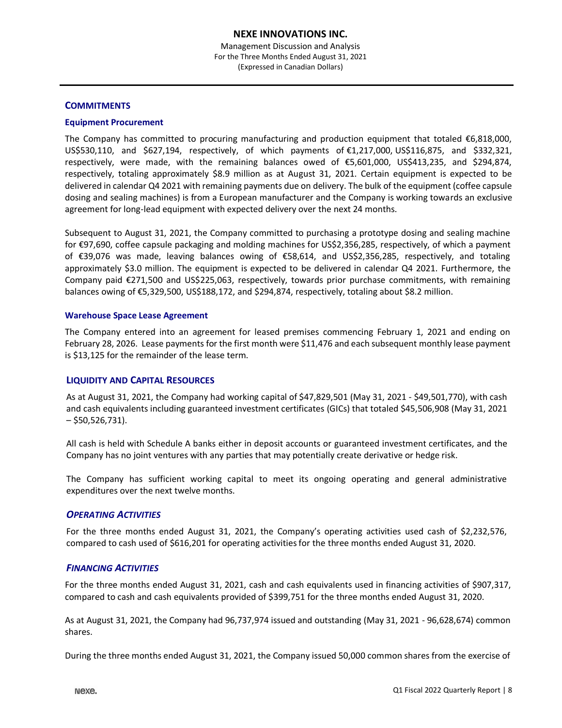## COMMITMENTS

### Equipment Procurement

The Company has committed to procuring manufacturing and production equipment that totaled €6,818,000, US$530,110, and $627,194, respectively, of which payments of €1,217,000, US$116,875, and $332,321, respectively, were made, with the remaining balances owed of €5,601,000, US$413,235, and $294,874, respectively, totaling approximately $8.9 million as at August 31, 2021. Certain equipment is expected to be delivered in calendar Q4 2021 with remaining payments due on delivery. The bulk of the equipment (coffee capsule dosing and sealing machines) is from a European manufacturer and the Company is working towards an exclusive agreement for long-lead equipment with expected delivery over the next 24 months.

Subsequent to August 31, 2021, the Company committed to purchasing a prototype dosing and sealing machine for €97,690, coffee capsule packaging and molding machines for US$2,356,285, respectively, of which a payment of €39,076 was made, leaving balances owing of €58,614, and US$2,356,285, respectively, and totaling approximately $3.0 million. The equipment is expected to be delivered in calendar Q4 2021. Furthermore, the Company paid €271,500 and US$225,063, respectively, towards prior purchase commitments, with remaining balances owing of €5,329,500, US$188,172, and $294,874, respectively, totaling about $8.2 million.

### Warehouse Space Lease Agreement

The Company entered into an agreement for leased premises commencing February 1, 2021 and ending on February 28, 2026. Lease payments for the first month were $11,476 and each subsequent monthly lease payment is $13,125 for the remainder of the lease term.

## LIQUIDITY AND CAPITAL RESOURCES

As at August 31, 2021, the Company had working capital of $47,829,501 (May 31, 2021 - $49,501,770), with cash and cash equivalents including guaranteed investment certificates (GICs) that totaled $45,506,908 (May 31, 2021 – $50,526,731).

All cash is held with Schedule A banks either in deposit accounts or guaranteed investment certificates, and the Company has no joint ventures with any parties that may potentially create derivative or hedge risk.

The Company has sufficient working capital to meet its ongoing operating and general administrative expenditures over the next twelve months.

### *OPERATING ACTIVITIES*

For the three months ended August 31, 2021, the Company's operating activities used cash of $2,232,576, compared to cash used of $616,201 for operating activities for the three months ended August 31, 2020.

### *FINANCING ACTIVITIES*

For the three months ended August 31, 2021, cash and cash equivalents used in financing activities of $907,317, compared to cash and cash equivalents provided of $399,751 for the three months ended August 31, 2020.

As at August 31, 2021, the Company had 96,737,974 issued and outstanding (May 31, 2021 - 96,628,674) common shares.

During the three months ended August 31, 2021, the Company issued 50,000 common shares from the exercise of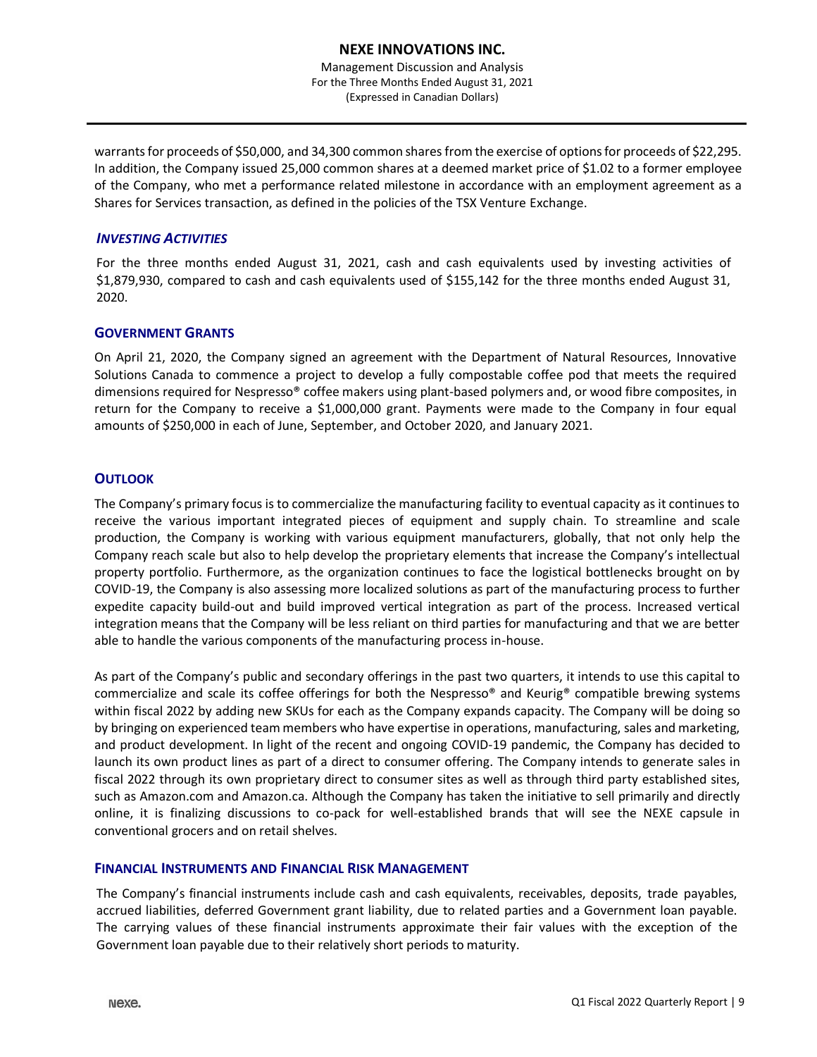warrants for proceeds of $50,000, and 34,300 common shares from the exercise of options for proceeds of $22,295. In addition, the Company issued 25,000 common shares at a deemed market price of $1.02 to a former employee of the Company, who met a performance related milestone in accordance with an employment agreement as a Shares for Services transaction, as defined in the policies of the TSX Venture Exchange.

### *INVESTING ACTIVITIES*

For the three months ended August 31, 2021, cash and cash equivalents used by investing activities of $1,879,930, compared to cash and cash equivalents used of $155,142 for the three months ended August 31, 2020.

## GOVERNMENT GRANTS

On April 21, 2020, the Company signed an agreement with the Department of Natural Resources, Innovative Solutions Canada to commence a project to develop a fully compostable coffee pod that meets the required dimensions required for Nespresso® coffee makers using plant-based polymers and, or wood fibre composites, in return for the Company to receive a $1,000,000 grant. Payments were made to the Company in four equal amounts of $250,000 in each of June, September, and October 2020, and January 2021.

## OUTLOOK

The Company's primary focus is to commercialize the manufacturing facility to eventual capacity as it continues to receive the various important integrated pieces of equipment and supply chain. To streamline and scale production, the Company is working with various equipment manufacturers, globally, that not only help the Company reach scale but also to help develop the proprietary elements that increase the Company's intellectual property portfolio. Furthermore, as the organization continues to face the logistical bottlenecks brought on by COVID-19, the Company is also assessing more localized solutions as part of the manufacturing process to further expedite capacity build-out and build improved vertical integration as part of the process. Increased vertical integration means that the Company will be less reliant on third parties for manufacturing and that we are better able to handle the various components of the manufacturing process in-house.

As part of the Company's public and secondary offerings in the past two quarters, it intends to use this capital to commercialize and scale its coffee offerings for both the Nespresso® and Keurig® compatible brewing systems within fiscal 2022 by adding new SKUs for each as the Company expands capacity. The Company will be doing so by bringing on experienced team members who have expertise in operations, manufacturing, sales and marketing, and product development. In light of the recent and ongoing COVID-19 pandemic, the Company has decided to launch its own product lines as part of a direct to consumer offering. The Company intends to generate sales in fiscal 2022 through its own proprietary direct to consumer sites as well as through third party established sites, such as Amazon.com and Amazon.ca. Although the Company has taken the initiative to sell primarily and directly online, it is finalizing discussions to co-pack for well-established brands that will see the NEXE capsule in conventional grocers and on retail shelves.

## FINANCIAL INSTRUMENTS AND FINANCIAL RISK MANAGEMENT

The Company's financial instruments include cash and cash equivalents, receivables, deposits, trade payables, accrued liabilities, deferred Government grant liability, due to related parties and a Government loan payable. The carrying values of these financial instruments approximate their fair values with the exception of the Government loan payable due to their relatively short periods to maturity.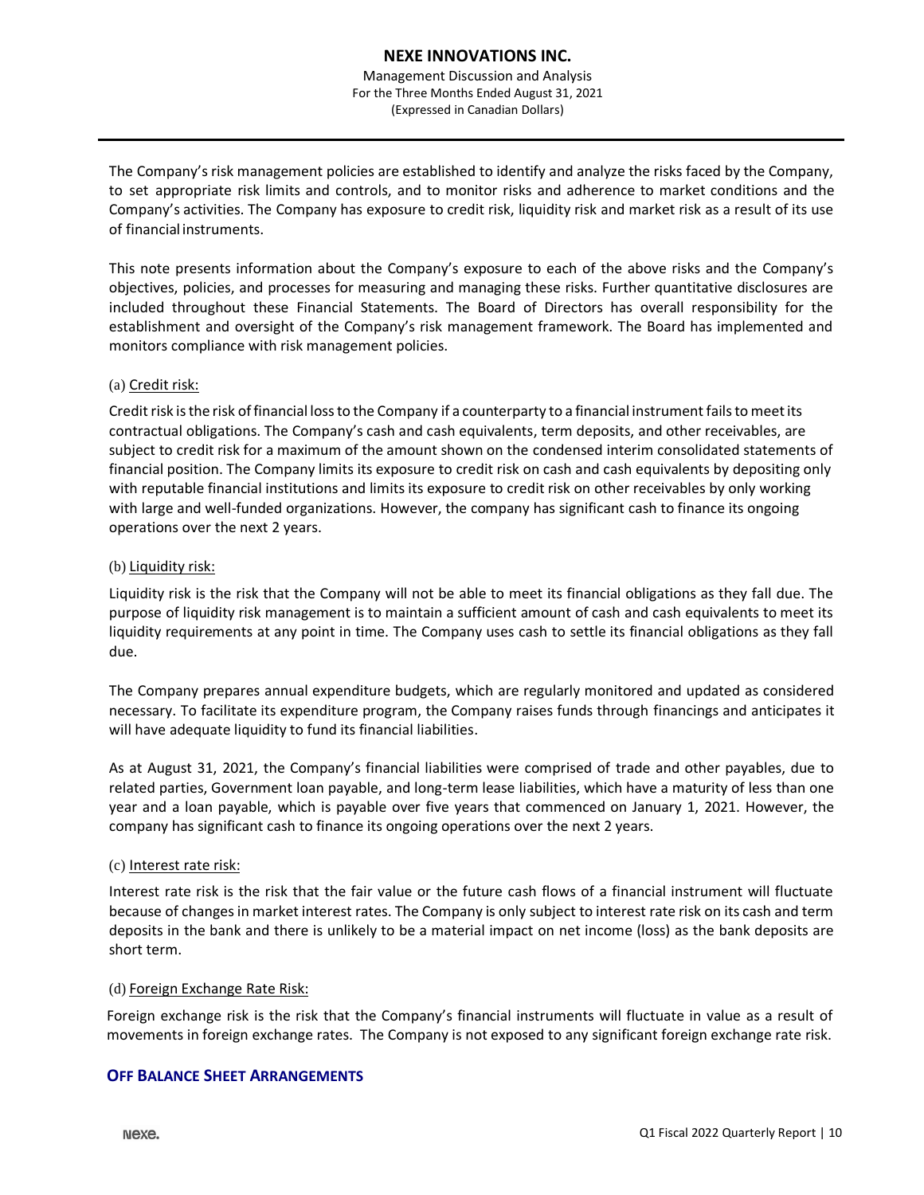The Company's risk management policies are established to identify and analyze the risks faced by the Company, to set appropriate risk limits and controls, and to monitor risks and adherence to market conditions and the Company's activities. The Company has exposure to credit risk, liquidity risk and market risk as a result of its use of financial instruments.

This note presents information about the Company's exposure to each of the above risks and the Company's objectives, policies, and processes for measuring and managing these risks. Further quantitative disclosures are included throughout these Financial Statements. The Board of Directors has overall responsibility for the establishment and oversight of the Company's risk management framework. The Board has implemented and monitors compliance with risk management policies.

(a) Credit risk:

Credit risk is the risk of financial loss to the Company if a counterparty to a financial instrument fails to meet its contractual obligations. The Company's cash and cash equivalents, term deposits, and other receivables, are subject to credit risk for a maximum of the amount shown on the condensed interim consolidated statements of financial position. The Company limits its exposure to credit risk on cash and cash equivalents by depositing only with reputable financial institutions and limits its exposure to credit risk on other receivables by only working with large and well-funded organizations. However, the company has significant cash to finance its ongoing operations over the next 2 years.

(b) Liquidity risk:

Liquidity risk is the risk that the Company will not be able to meet its financial obligations as they fall due. The purpose of liquidity risk management is to maintain a sufficient amount of cash and cash equivalents to meet its liquidity requirements at any point in time. The Company uses cash to settle its financial obligations as they fall due.

The Company prepares annual expenditure budgets, which are regularly monitored and updated as considered necessary. To facilitate its expenditure program, the Company raises funds through financings and anticipates it will have adequate liquidity to fund its financial liabilities.

As at August 31, 2021, the Company's financial liabilities were comprised of trade and other payables, due to related parties, Government loan payable, and long-term lease liabilities, which have a maturity of less than one year and a loan payable, which is payable over five years that commenced on January 1, 2021. However, the company has significant cash to finance its ongoing operations over the next 2 years.

(c) Interest rate risk:

Interest rate risk is the risk that the fair value or the future cash flows of a financial instrument will fluctuate because of changes in market interest rates. The Company is only subject to interest rate risk on its cash and term deposits in the bank and there is unlikely to be a material impact on net income (loss) as the bank deposits are short term.

(d) Foreign Exchange Rate Risk:

Foreign exchange risk is the risk that the Company's financial instruments will fluctuate in value as a result of movements in foreign exchange rates. The Company is not exposed to any significant foreign exchange rate risk.

## OFF BALANCE SHEET ARRANGEMENTS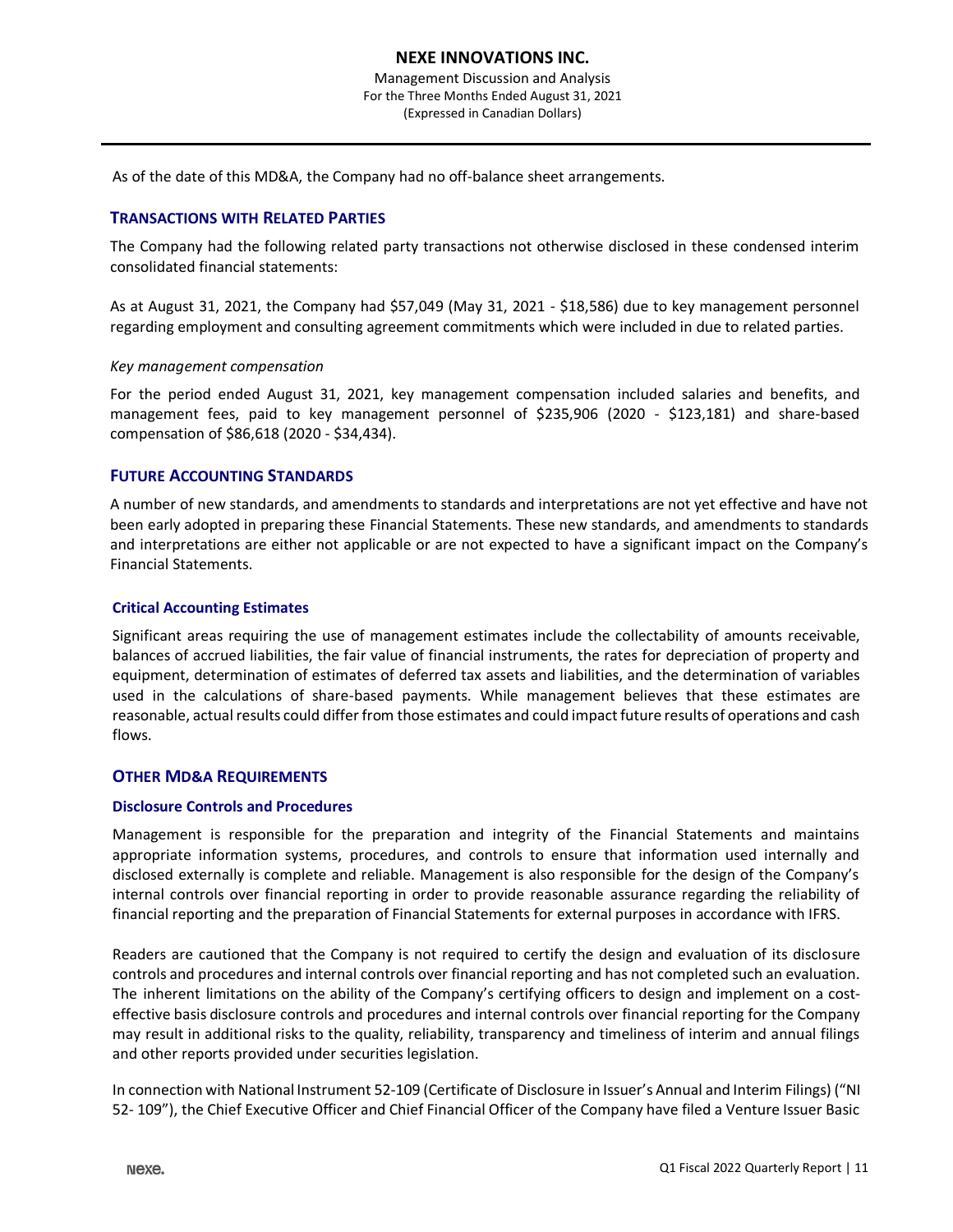As of the date of this MD&A, the Company had no off-balance sheet arrangements.

## TRANSACTIONS WITH RELATED PARTIES

The Company had the following related party transactions not otherwise disclosed in these condensed interim consolidated financial statements:

As at August 31, 2021, the Company had $57,049 (May 31, 2021 - $18,586) due to key management personnel regarding employment and consulting agreement commitments which were included in due to related parties.

*Key management compensation*

For the period ended August 31, 2021, key management compensation included salaries and benefits, and management fees, paid to key management personnel of $235,906 (2020 - $123,181) and share-based compensation of $86,618 (2020 - $34,434).

## FUTURE ACCOUNTING STANDARDS

A number of new standards, and amendments to standards and interpretations are not yet effective and have not been early adopted in preparing these Financial Statements. These new standards, and amendments to standards and interpretations are either not applicable or are not expected to have a significant impact on the Company's Financial Statements.

### Critical Accounting Estimates

Significant areas requiring the use of management estimates include the collectability of amounts receivable, balances of accrued liabilities, the fair value of financial instruments, the rates for depreciation of property and equipment, determination of estimates of deferred tax assets and liabilities, and the determination of variables used in the calculations of share-based payments. While management believes that these estimates are reasonable, actual results could differ from those estimates and could impact future results of operations and cash flows.

## OTHER MD&A REQUIREMENTS

### Disclosure Controls and Procedures

Management is responsible for the preparation and integrity of the Financial Statements and maintains appropriate information systems, procedures, and controls to ensure that information used internally and disclosed externally is complete and reliable. Management is also responsible for the design of the Company's internal controls over financial reporting in order to provide reasonable assurance regarding the reliability of financial reporting and the preparation of Financial Statements for external purposes in accordance with IFRS.

Readers are cautioned that the Company is not required to certify the design and evaluation of its disclosure controls and procedures and internal controls over financial reporting and has not completed such an evaluation. The inherent limitations on the ability of the Company's certifying officers to design and implement on a cost-effective basis disclosure controls and procedures and internal controls over financial reporting for the Company may result in additional risks to the quality, reliability, transparency and timeliness of interim and annual filings and other reports provided under securities legislation.

In connection with National Instrument 52-109 (Certificate of Disclosure in Issuer's Annual and Interim Filings) ("NI 52- 109"), the Chief Executive Officer and Chief Financial Officer of the Company have filed a Venture Issuer Basic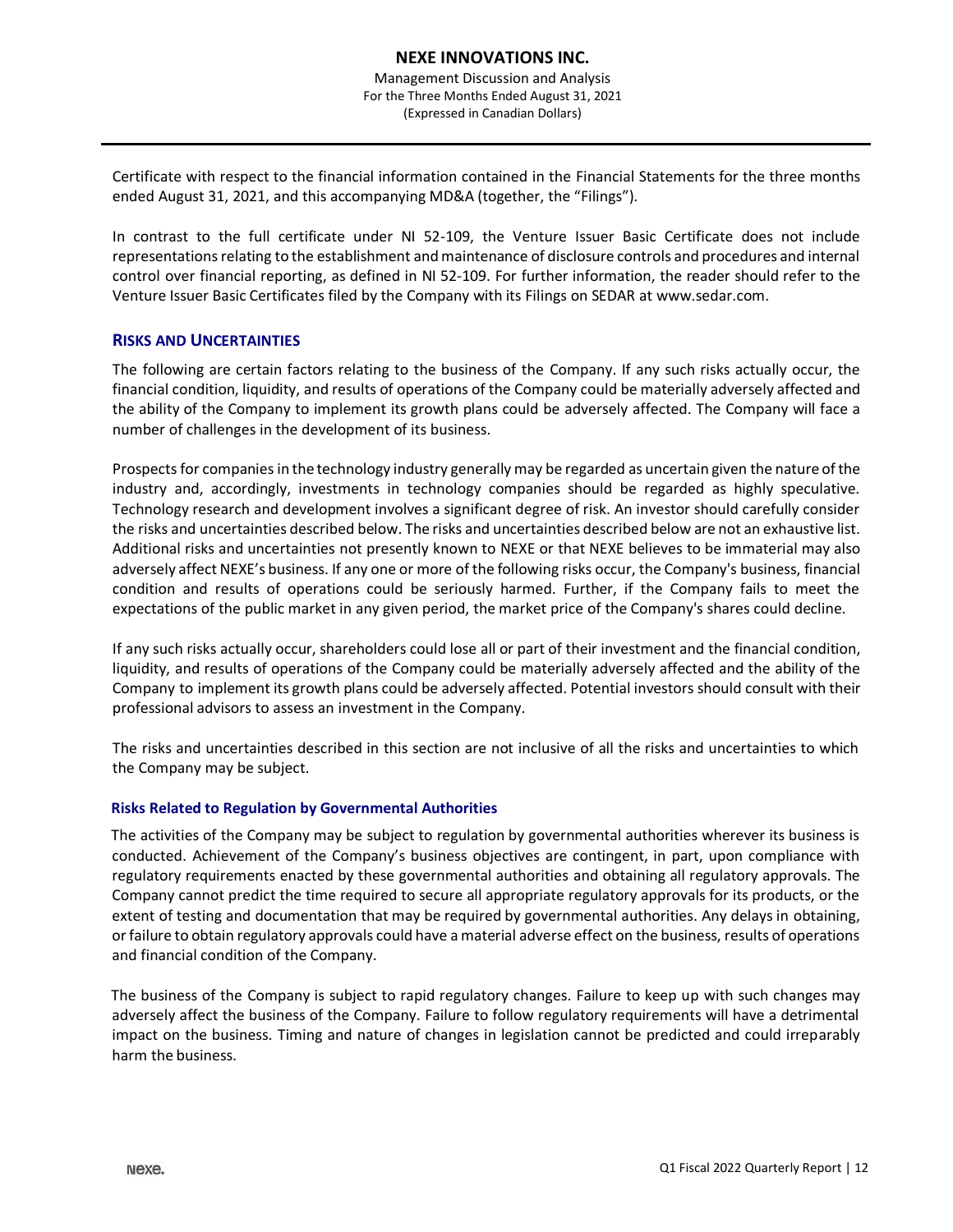Certificate with respect to the financial information contained in the Financial Statements for the three months ended August 31, 2021, and this accompanying MD&A (together, the "Filings").

In contrast to the full certificate under NI 52-109, the Venture Issuer Basic Certificate does not include representations relating to the establishment and maintenance of disclosure controls and procedures and internal control over financial reporting, as defined in NI 52-109. For further information, the reader should refer to the Venture Issuer Basic Certificates filed by the Company with its Filings on SEDAR at www.sedar.com.

## RISKS AND UNCERTAINTIES

The following are certain factors relating to the business of the Company. If any such risks actually occur, the financial condition, liquidity, and results of operations of the Company could be materially adversely affected and the ability of the Company to implement its growth plans could be adversely affected. The Company will face a number of challenges in the development of its business.

Prospects for companies in the technology industry generally may be regarded as uncertain given the nature of the industry and, accordingly, investments in technology companies should be regarded as highly speculative. Technology research and development involves a significant degree of risk. An investor should carefully consider the risks and uncertainties described below. The risks and uncertainties described below are not an exhaustive list. Additional risks and uncertainties not presently known to NEXE or that NEXE believes to be immaterial may also adversely affect NEXE's business. If any one or more of the following risks occur, the Company's business, financial condition and results of operations could be seriously harmed. Further, if the Company fails to meet the expectations of the public market in any given period, the market price of the Company's shares could decline.

If any such risks actually occur, shareholders could lose all or part of their investment and the financial condition, liquidity, and results of operations of the Company could be materially adversely affected and the ability of the Company to implement its growth plans could be adversely affected. Potential investors should consult with their professional advisors to assess an investment in the Company.

The risks and uncertainties described in this section are not inclusive of all the risks and uncertainties to which the Company may be subject.

### Risks Related to Regulation by Governmental Authorities

The activities of the Company may be subject to regulation by governmental authorities wherever its business is conducted. Achievement of the Company's business objectives are contingent, in part, upon compliance with regulatory requirements enacted by these governmental authorities and obtaining all regulatory approvals. The Company cannot predict the time required to secure all appropriate regulatory approvals for its products, or the extent of testing and documentation that may be required by governmental authorities. Any delays in obtaining, or failure to obtain regulatory approvals could have a material adverse effect on the business, results of operations and financial condition of the Company.

The business of the Company is subject to rapid regulatory changes. Failure to keep up with such changes may adversely affect the business of the Company. Failure to follow regulatory requirements will have a detrimental impact on the business. Timing and nature of changes in legislation cannot be predicted and could irreparably harm the business.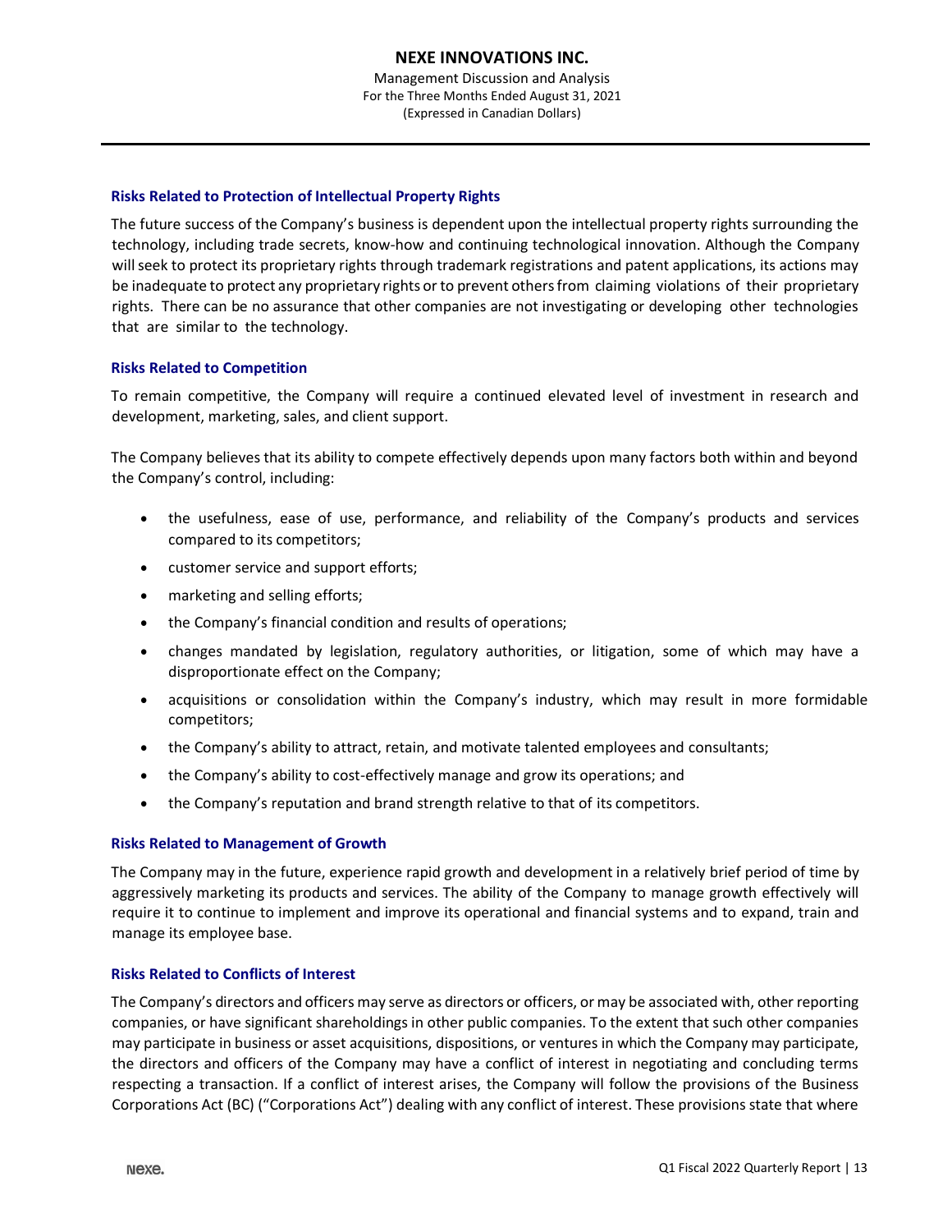### Risks Related to Protection of Intellectual Property Rights

The future success of the Company's business is dependent upon the intellectual property rights surrounding the technology, including trade secrets, know-how and continuing technological innovation. Although the Company will seek to protect its proprietary rights through trademark registrations and patent applications, its actions may be inadequate to protect any proprietary rights or to prevent others from claiming violations of their proprietary rights. There can be no assurance that other companies are not investigating or developing other technologies that are similar to the technology.

### Risks Related to Competition

To remain competitive, the Company will require a continued elevated level of investment in research and development, marketing, sales, and client support.

The Company believes that its ability to compete effectively depends upon many factors both within and beyond the Company's control, including:

- the usefulness, ease of use, performance, and reliability of the Company's products and services compared to its competitors;
- customer service and support efforts;
- marketing and selling efforts;
- the Company's financial condition and results of operations;
- changes mandated by legislation, regulatory authorities, or litigation, some of which may have a disproportionate effect on the Company;
- acquisitions or consolidation within the Company's industry, which may result in more formidable competitors;
- the Company's ability to attract, retain, and motivate talented employees and consultants;
- the Company's ability to cost-effectively manage and grow its operations; and
- the Company's reputation and brand strength relative to that of its competitors.

### Risks Related to Management of Growth

The Company may in the future, experience rapid growth and development in a relatively brief period of time by aggressively marketing its products and services. The ability of the Company to manage growth effectively will require it to continue to implement and improve its operational and financial systems and to expand, train and manage its employee base.

### Risks Related to Conflicts of Interest

The Company's directors and officers may serve as directors or officers, or may be associated with, other reporting companies, or have significant shareholdings in other public companies. To the extent that such other companies may participate in business or asset acquisitions, dispositions, or ventures in which the Company may participate, the directors and officers of the Company may have a conflict of interest in negotiating and concluding terms respecting a transaction. If a conflict of interest arises, the Company will follow the provisions of the Business Corporations Act (BC) ("Corporations Act") dealing with any conflict of interest. These provisions state that where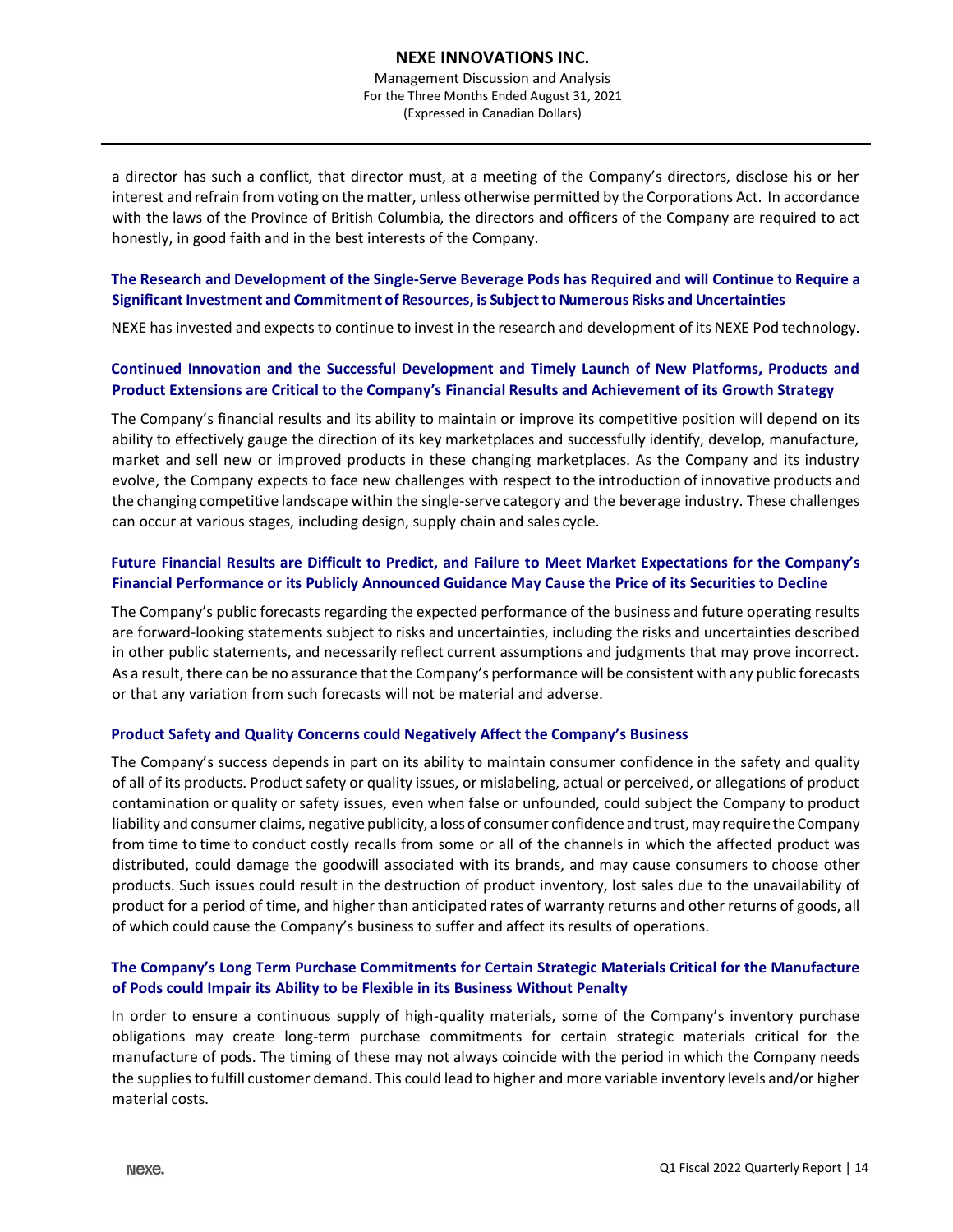a director has such a conflict, that director must, at a meeting of the Company's directors, disclose his or her interest and refrain from voting on the matter, unless otherwise permitted by the Corporations Act. In accordance with the laws of the Province of British Columbia, the directors and officers of the Company are required to act honestly, in good faith and in the best interests of the Company.

### The Research and Development of the Single-Serve Beverage Pods has Required and will Continue to Require a Significant Investment and Commitment of Resources, is Subject to Numerous Risks and Uncertainties

NEXE has invested and expects to continue to invest in the research and development of its NEXE Pod technology.

### Continued Innovation and the Successful Development and Timely Launch of New Platforms, Products and Product Extensions are Critical to the Company's Financial Results and Achievement of its Growth Strategy

The Company's financial results and its ability to maintain or improve its competitive position will depend on its ability to effectively gauge the direction of its key marketplaces and successfully identify, develop, manufacture, market and sell new or improved products in these changing marketplaces. As the Company and its industry evolve, the Company expects to face new challenges with respect to the introduction of innovative products and the changing competitive landscape within the single-serve category and the beverage industry. These challenges can occur at various stages, including design, supply chain and sales cycle.

### Future Financial Results are Difficult to Predict, and Failure to Meet Market Expectations for the Company's Financial Performance or its Publicly Announced Guidance May Cause the Price of its Securities to Decline

The Company's public forecasts regarding the expected performance of the business and future operating results are forward-looking statements subject to risks and uncertainties, including the risks and uncertainties described in other public statements, and necessarily reflect current assumptions and judgments that may prove incorrect. As a result, there can be no assurance that the Company's performance will be consistent with any public forecasts or that any variation from such forecasts will not be material and adverse.

### Product Safety and Quality Concerns could Negatively Affect the Company's Business

The Company's success depends in part on its ability to maintain consumer confidence in the safety and quality of all of its products. Product safety or quality issues, or mislabeling, actual or perceived, or allegations of product contamination or quality or safety issues, even when false or unfounded, could subject the Company to product liability and consumer claims, negative publicity, a loss of consumer confidence and trust, may require the Company from time to time to conduct costly recalls from some or all of the channels in which the affected product was distributed, could damage the goodwill associated with its brands, and may cause consumers to choose other products. Such issues could result in the destruction of product inventory, lost sales due to the unavailability of product for a period of time, and higher than anticipated rates of warranty returns and other returns of goods, all of which could cause the Company's business to suffer and affect its results of operations.

### The Company's Long Term Purchase Commitments for Certain Strategic Materials Critical for the Manufacture of Pods could Impair its Ability to be Flexible in its Business Without Penalty

In order to ensure a continuous supply of high-quality materials, some of the Company's inventory purchase obligations may create long-term purchase commitments for certain strategic materials critical for the manufacture of pods. The timing of these may not always coincide with the period in which the Company needs the supplies to fulfill customer demand. This could lead to higher and more variable inventory levels and/or higher material costs.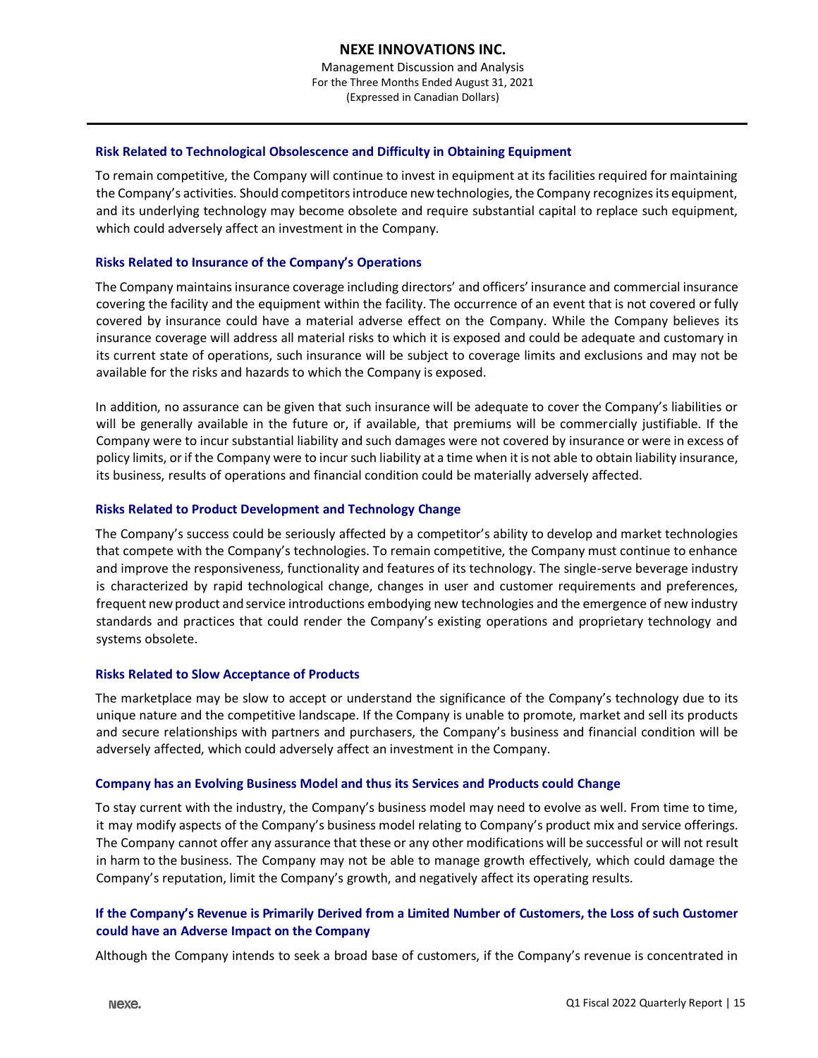### Risk Related to Technological Obsolescence and Difficulty in Obtaining Equipment

To remain competitive, the Company will continue to invest in equipment at its facilities required for maintaining the Company's activities. Should competitors introduce new technologies, the Company recognizes its equipment, and its underlying technology may become obsolete and require substantial capital to replace such equipment, which could adversely affect an investment in the Company.

### Risks Related to Insurance of the Company's Operations

The Company maintains insurance coverage including directors' and officers' insurance and commercial insurance covering the facility and the equipment within the facility. The occurrence of an event that is not covered or fully covered by insurance could have a material adverse effect on the Company. While the Company believes its insurance coverage will address all material risks to which it is exposed and could be adequate and customary in its current state of operations, such insurance will be subject to coverage limits and exclusions and may not be available for the risks and hazards to which the Company is exposed.

In addition, no assurance can be given that such insurance will be adequate to cover the Company's liabilities or will be generally available in the future or, if available, that premiums will be commercially justifiable. If the Company were to incur substantial liability and such damages were not covered by insurance or were in excess of policy limits, or if the Company were to incur such liability at a time when it is not able to obtain liability insurance, its business, results of operations and financial condition could be materially adversely affected.

### Risks Related to Product Development and Technology Change

The Company's success could be seriously affected by a competitor's ability to develop and market technologies that compete with the Company's technologies. To remain competitive, the Company must continue to enhance and improve the responsiveness, functionality and features of its technology. The single-serve beverage industry is characterized by rapid technological change, changes in user and customer requirements and preferences, frequent new product and service introductions embodying new technologies and the emergence of new industry standards and practices that could render the Company's existing operations and proprietary technology and systems obsolete.

### Risks Related to Slow Acceptance of Products

The marketplace may be slow to accept or understand the significance of the Company's technology due to its unique nature and the competitive landscape. If the Company is unable to promote, market and sell its products and secure relationships with partners and purchasers, the Company's business and financial condition will be adversely affected, which could adversely affect an investment in the Company.

### Company has an Evolving Business Model and thus its Services and Products could Change

To stay current with the industry, the Company's business model may need to evolve as well. From time to time, it may modify aspects of the Company's business model relating to Company's product mix and service offerings. The Company cannot offer any assurance that these or any other modifications will be successful or will not result in harm to the business. The Company may not be able to manage growth effectively, which could damage the Company's reputation, limit the Company's growth, and negatively affect its operating results.

### If the Company's Revenue is Primarily Derived from a Limited Number of Customers, the Loss of such Customer could have an Adverse Impact on the Company

Although the Company intends to seek a broad base of customers, if the Company's revenue is concentrated in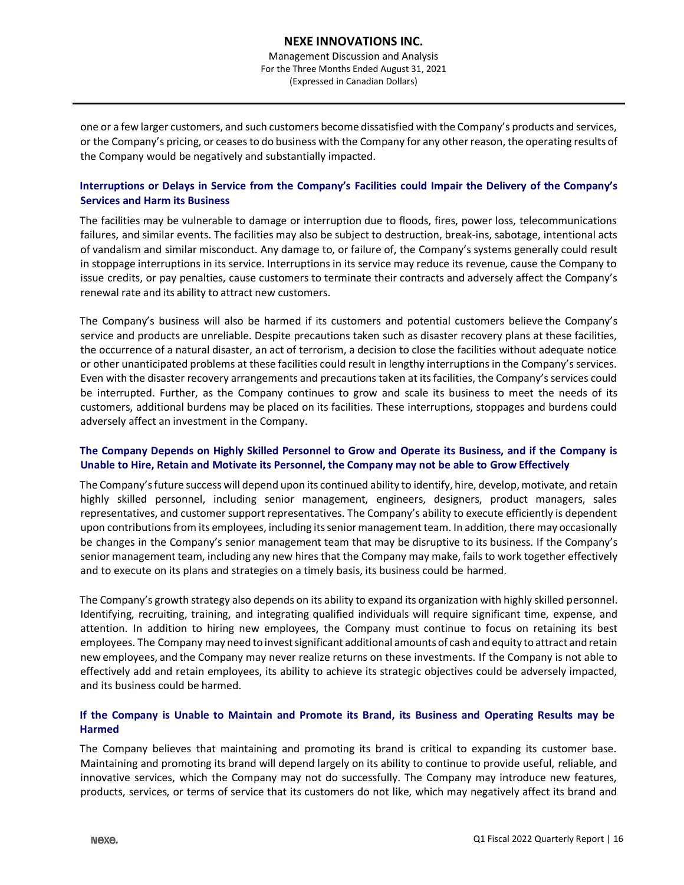one or a few larger customers, and such customers become dissatisfied with the Company's products and services, or the Company's pricing, or ceases to do business with the Company for any other reason, the operating results of the Company would be negatively and substantially impacted.

### Interruptions or Delays in Service from the Company's Facilities could Impair the Delivery of the Company's Services and Harm its Business

The facilities may be vulnerable to damage or interruption due to floods, fires, power loss, telecommunications failures, and similar events. The facilities may also be subject to destruction, break-ins, sabotage, intentional acts of vandalism and similar misconduct. Any damage to, or failure of, the Company's systems generally could result in stoppage interruptions in its service. Interruptions in its service may reduce its revenue, cause the Company to issue credits, or pay penalties, cause customers to terminate their contracts and adversely affect the Company's renewal rate and its ability to attract new customers.

The Company's business will also be harmed if its customers and potential customers believe the Company's service and products are unreliable. Despite precautions taken such as disaster recovery plans at these facilities, the occurrence of a natural disaster, an act of terrorism, a decision to close the facilities without adequate notice or other unanticipated problems at these facilities could result in lengthy interruptions in the Company's services. Even with the disaster recovery arrangements and precautions taken at its facilities, the Company's services could be interrupted. Further, as the Company continues to grow and scale its business to meet the needs of its customers, additional burdens may be placed on its facilities. These interruptions, stoppages and burdens could adversely affect an investment in the Company.

### The Company Depends on Highly Skilled Personnel to Grow and Operate its Business, and if the Company is Unable to Hire, Retain and Motivate its Personnel, the Company may not be able to Grow Effectively

The Company's future success will depend upon its continued ability to identify, hire, develop, motivate, and retain highly skilled personnel, including senior management, engineers, designers, product managers, sales representatives, and customer support representatives. The Company's ability to execute efficiently is dependent upon contributions from its employees, including its senior management team. In addition, there may occasionally be changes in the Company's senior management team that may be disruptive to its business. If the Company's senior management team, including any new hires that the Company may make, fails to work together effectively and to execute on its plans and strategies on a timely basis, its business could be harmed.

The Company's growth strategy also depends on its ability to expand its organization with highly skilled personnel. Identifying, recruiting, training, and integrating qualified individuals will require significant time, expense, and attention. In addition to hiring new employees, the Company must continue to focus on retaining its best employees. The Company may need to invest significant additional amounts of cash and equity to attract and retain new employees, and the Company may never realize returns on these investments. If the Company is not able to effectively add and retain employees, its ability to achieve its strategic objectives could be adversely impacted, and its business could be harmed.

### If the Company is Unable to Maintain and Promote its Brand, its Business and Operating Results may be Harmed

The Company believes that maintaining and promoting its brand is critical to expanding its customer base. Maintaining and promoting its brand will depend largely on its ability to continue to provide useful, reliable, and innovative services, which the Company may not do successfully. The Company may introduce new features, products, services, or terms of service that its customers do not like, which may negatively affect its brand and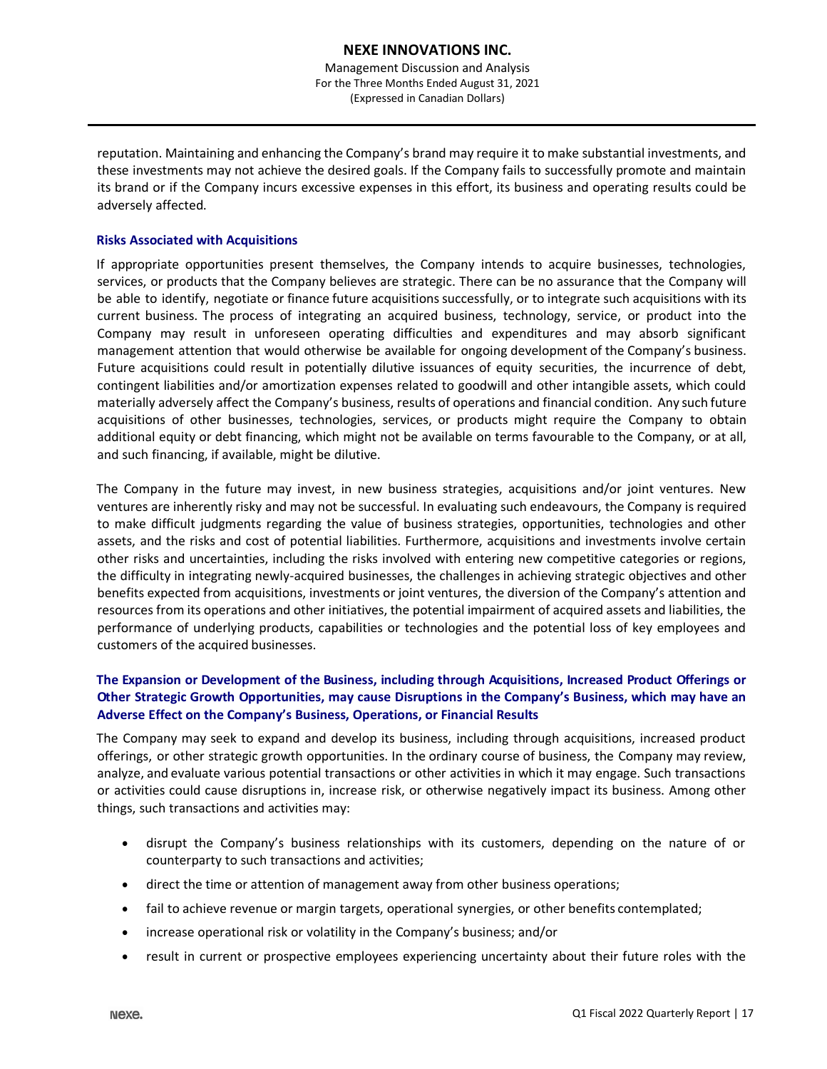reputation. Maintaining and enhancing the Company's brand may require it to make substantial investments, and these investments may not achieve the desired goals. If the Company fails to successfully promote and maintain its brand or if the Company incurs excessive expenses in this effort, its business and operating results could be adversely affected.

### Risks Associated with Acquisitions

If appropriate opportunities present themselves, the Company intends to acquire businesses, technologies, services, or products that the Company believes are strategic. There can be no assurance that the Company will be able to identify, negotiate or finance future acquisitions successfully, or to integrate such acquisitions with its current business. The process of integrating an acquired business, technology, service, or product into the Company may result in unforeseen operating difficulties and expenditures and may absorb significant management attention that would otherwise be available for ongoing development of the Company's business. Future acquisitions could result in potentially dilutive issuances of equity securities, the incurrence of debt, contingent liabilities and/or amortization expenses related to goodwill and other intangible assets, which could materially adversely affect the Company's business, results of operations and financial condition. Any such future acquisitions of other businesses, technologies, services, or products might require the Company to obtain additional equity or debt financing, which might not be available on terms favourable to the Company, or at all, and such financing, if available, might be dilutive.

The Company in the future may invest, in new business strategies, acquisitions and/or joint ventures. New ventures are inherently risky and may not be successful. In evaluating such endeavours, the Company is required to make difficult judgments regarding the value of business strategies, opportunities, technologies and other assets, and the risks and cost of potential liabilities. Furthermore, acquisitions and investments involve certain other risks and uncertainties, including the risks involved with entering new competitive categories or regions, the difficulty in integrating newly-acquired businesses, the challenges in achieving strategic objectives and other benefits expected from acquisitions, investments or joint ventures, the diversion of the Company's attention and resources from its operations and other initiatives, the potential impairment of acquired assets and liabilities, the performance of underlying products, capabilities or technologies and the potential loss of key employees and customers of the acquired businesses.

### The Expansion or Development of the Business, including through Acquisitions, Increased Product Offerings or Other Strategic Growth Opportunities, may cause Disruptions in the Company's Business, which may have an Adverse Effect on the Company's Business, Operations, or Financial Results

The Company may seek to expand and develop its business, including through acquisitions, increased product offerings, or other strategic growth opportunities. In the ordinary course of business, the Company may review, analyze, and evaluate various potential transactions or other activities in which it may engage. Such transactions or activities could cause disruptions in, increase risk, or otherwise negatively impact its business. Among other things, such transactions and activities may:

- disrupt the Company's business relationships with its customers, depending on the nature of or counterparty to such transactions and activities;
- direct the time or attention of management away from other business operations;
- fail to achieve revenue or margin targets, operational synergies, or other benefits contemplated;
- increase operational risk or volatility in the Company's business; and/or
- result in current or prospective employees experiencing uncertainty about their future roles with the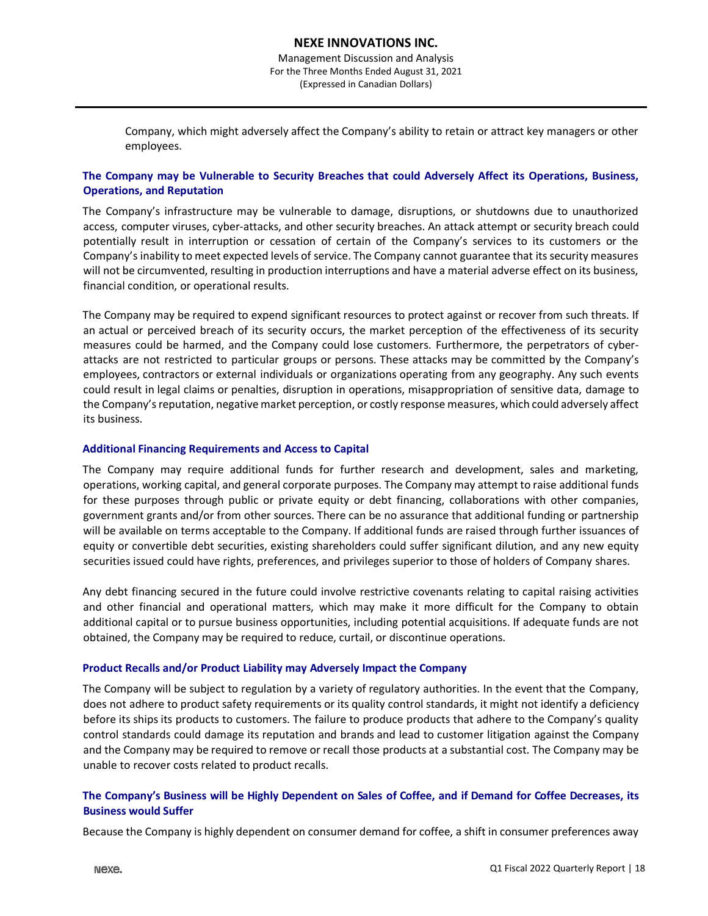Company, which might adversely affect the Company's ability to retain or attract key managers or other employees.

### The Company may be Vulnerable to Security Breaches that could Adversely Affect its Operations, Business, Operations, and Reputation

The Company's infrastructure may be vulnerable to damage, disruptions, or shutdowns due to unauthorized access, computer viruses, cyber-attacks, and other security breaches. An attack attempt or security breach could potentially result in interruption or cessation of certain of the Company's services to its customers or the Company's inability to meet expected levels of service. The Company cannot guarantee that its security measures will not be circumvented, resulting in production interruptions and have a material adverse effect on its business, financial condition, or operational results.

The Company may be required to expend significant resources to protect against or recover from such threats. If an actual or perceived breach of its security occurs, the market perception of the effectiveness of its security measures could be harmed, and the Company could lose customers. Furthermore, the perpetrators of cyber-attacks are not restricted to particular groups or persons. These attacks may be committed by the Company's employees, contractors or external individuals or organizations operating from any geography. Any such events could result in legal claims or penalties, disruption in operations, misappropriation of sensitive data, damage to the Company's reputation, negative market perception, or costly response measures, which could adversely affect its business.

### Additional Financing Requirements and Access to Capital

The Company may require additional funds for further research and development, sales and marketing, operations, working capital, and general corporate purposes. The Company may attempt to raise additional funds for these purposes through public or private equity or debt financing, collaborations with other companies, government grants and/or from other sources. There can be no assurance that additional funding or partnership will be available on terms acceptable to the Company. If additional funds are raised through further issuances of equity or convertible debt securities, existing shareholders could suffer significant dilution, and any new equity securities issued could have rights, preferences, and privileges superior to those of holders of Company shares.

Any debt financing secured in the future could involve restrictive covenants relating to capital raising activities and other financial and operational matters, which may make it more difficult for the Company to obtain additional capital or to pursue business opportunities, including potential acquisitions. If adequate funds are not obtained, the Company may be required to reduce, curtail, or discontinue operations.

### Product Recalls and/or Product Liability may Adversely Impact the Company

The Company will be subject to regulation by a variety of regulatory authorities. In the event that the Company, does not adhere to product safety requirements or its quality control standards, it might not identify a deficiency before its ships its products to customers. The failure to produce products that adhere to the Company's quality control standards could damage its reputation and brands and lead to customer litigation against the Company and the Company may be required to remove or recall those products at a substantial cost. The Company may be unable to recover costs related to product recalls.

### The Company's Business will be Highly Dependent on Sales of Coffee, and if Demand for Coffee Decreases, its Business would Suffer

Because the Company is highly dependent on consumer demand for coffee, a shift in consumer preferences away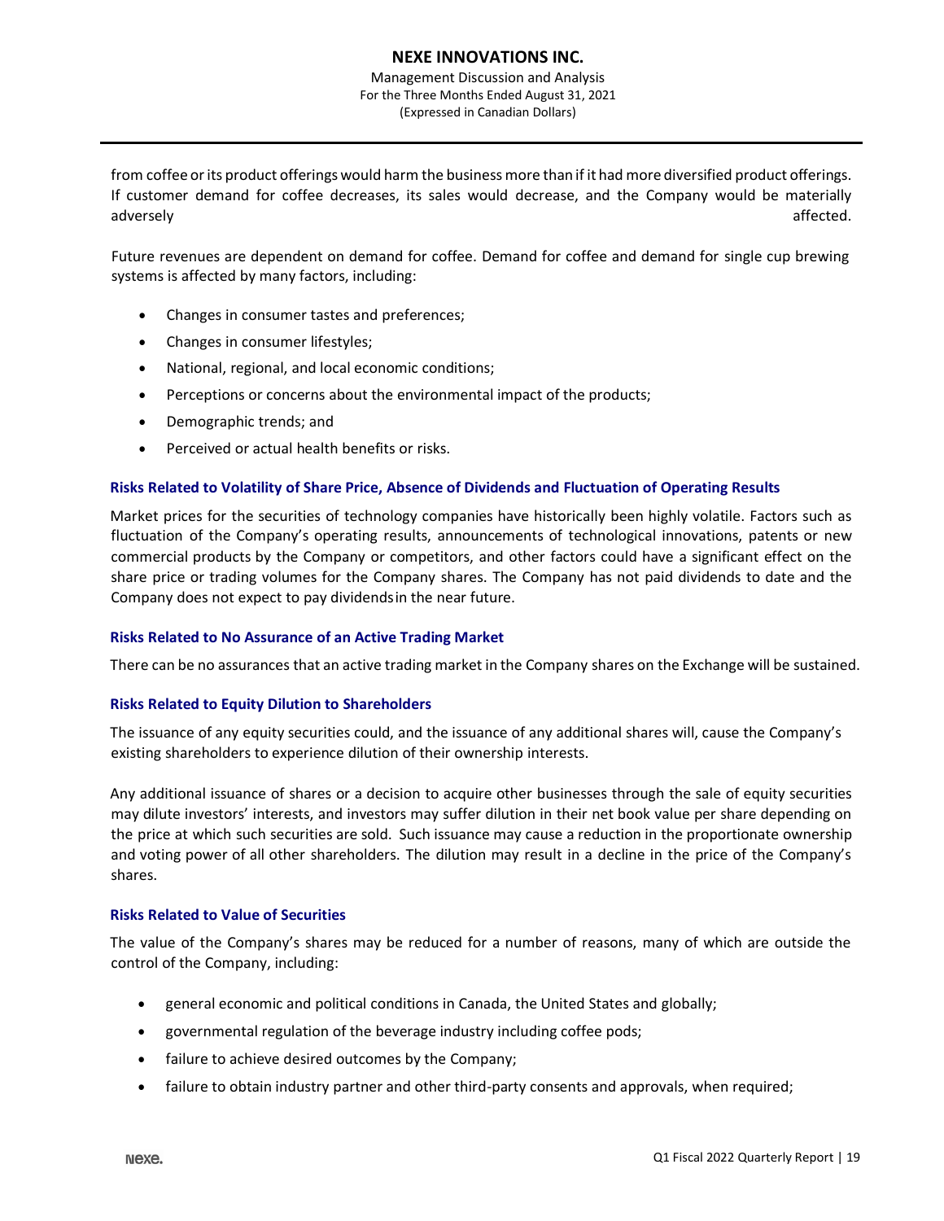from coffee or its product offerings would harm the business more than if it had more diversified product offerings. If customer demand for coffee decreases, its sales would decrease, and the Company would be materially adversely affected.

Future revenues are dependent on demand for coffee. Demand for coffee and demand for single cup brewing systems is affected by many factors, including:

- Changes in consumer tastes and preferences;
- Changes in consumer lifestyles;
- National, regional, and local economic conditions;
- Perceptions or concerns about the environmental impact of the products;
- Demographic trends; and
- Perceived or actual health benefits or risks.

### Risks Related to Volatility of Share Price, Absence of Dividends and Fluctuation of Operating Results

Market prices for the securities of technology companies have historically been highly volatile. Factors such as fluctuation of the Company's operating results, announcements of technological innovations, patents or new commercial products by the Company or competitors, and other factors could have a significant effect on the share price or trading volumes for the Company shares. The Company has not paid dividends to date and the Company does not expect to pay dividends in the near future.

### Risks Related to No Assurance of an Active Trading Market

There can be no assurances that an active trading market in the Company shares on the Exchange will be sustained.

### Risks Related to Equity Dilution to Shareholders

The issuance of any equity securities could, and the issuance of any additional shares will, cause the Company's existing shareholders to experience dilution of their ownership interests.

Any additional issuance of shares or a decision to acquire other businesses through the sale of equity securities may dilute investors' interests, and investors may suffer dilution in their net book value per share depending on the price at which such securities are sold. Such issuance may cause a reduction in the proportionate ownership and voting power of all other shareholders. The dilution may result in a decline in the price of the Company's shares.

### Risks Related to Value of Securities

The value of the Company's shares may be reduced for a number of reasons, many of which are outside the control of the Company, including:

- general economic and political conditions in Canada, the United States and globally;
- governmental regulation of the beverage industry including coffee pods;
- failure to achieve desired outcomes by the Company;
- failure to obtain industry partner and other third-party consents and approvals, when required;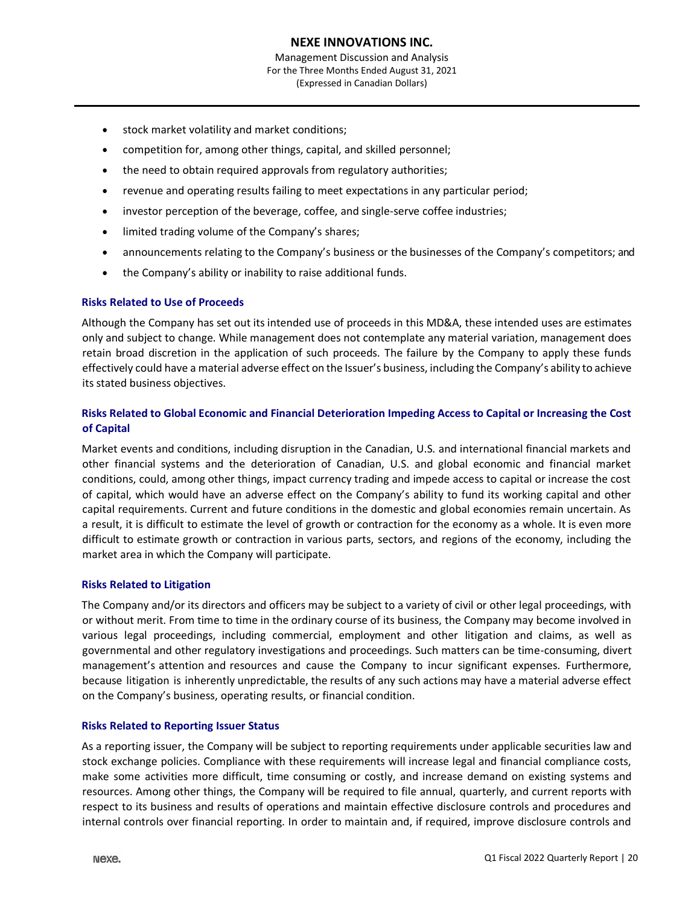- stock market volatility and market conditions;
- competition for, among other things, capital, and skilled personnel;
- the need to obtain required approvals from regulatory authorities;
- revenue and operating results failing to meet expectations in any particular period;
- investor perception of the beverage, coffee, and single-serve coffee industries;
- limited trading volume of the Company's shares;
- announcements relating to the Company's business or the businesses of the Company's competitors; and
- the Company's ability or inability to raise additional funds.

### Risks Related to Use of Proceeds

Although the Company has set out its intended use of proceeds in this MD&A, these intended uses are estimates only and subject to change. While management does not contemplate any material variation, management does retain broad discretion in the application of such proceeds. The failure by the Company to apply these funds effectively could have a material adverse effect on the Issuer's business, including the Company's ability to achieve its stated business objectives.

### Risks Related to Global Economic and Financial Deterioration Impeding Access to Capital or Increasing the Cost of Capital

Market events and conditions, including disruption in the Canadian, U.S. and international financial markets and other financial systems and the deterioration of Canadian, U.S. and global economic and financial market conditions, could, among other things, impact currency trading and impede access to capital or increase the cost of capital, which would have an adverse effect on the Company's ability to fund its working capital and other capital requirements. Current and future conditions in the domestic and global economies remain uncertain. As a result, it is difficult to estimate the level of growth or contraction for the economy as a whole. It is even more difficult to estimate growth or contraction in various parts, sectors, and regions of the economy, including the market area in which the Company will participate.

### Risks Related to Litigation

The Company and/or its directors and officers may be subject to a variety of civil or other legal proceedings, with or without merit. From time to time in the ordinary course of its business, the Company may become involved in various legal proceedings, including commercial, employment and other litigation and claims, as well as governmental and other regulatory investigations and proceedings. Such matters can be time-consuming, divert management's attention and resources and cause the Company to incur significant expenses. Furthermore, because litigation is inherently unpredictable, the results of any such actions may have a material adverse effect on the Company's business, operating results, or financial condition.

### Risks Related to Reporting Issuer Status

As a reporting issuer, the Company will be subject to reporting requirements under applicable securities law and stock exchange policies. Compliance with these requirements will increase legal and financial compliance costs, make some activities more difficult, time consuming or costly, and increase demand on existing systems and resources. Among other things, the Company will be required to file annual, quarterly, and current reports with respect to its business and results of operations and maintain effective disclosure controls and procedures and internal controls over financial reporting. In order to maintain and, if required, improve disclosure controls and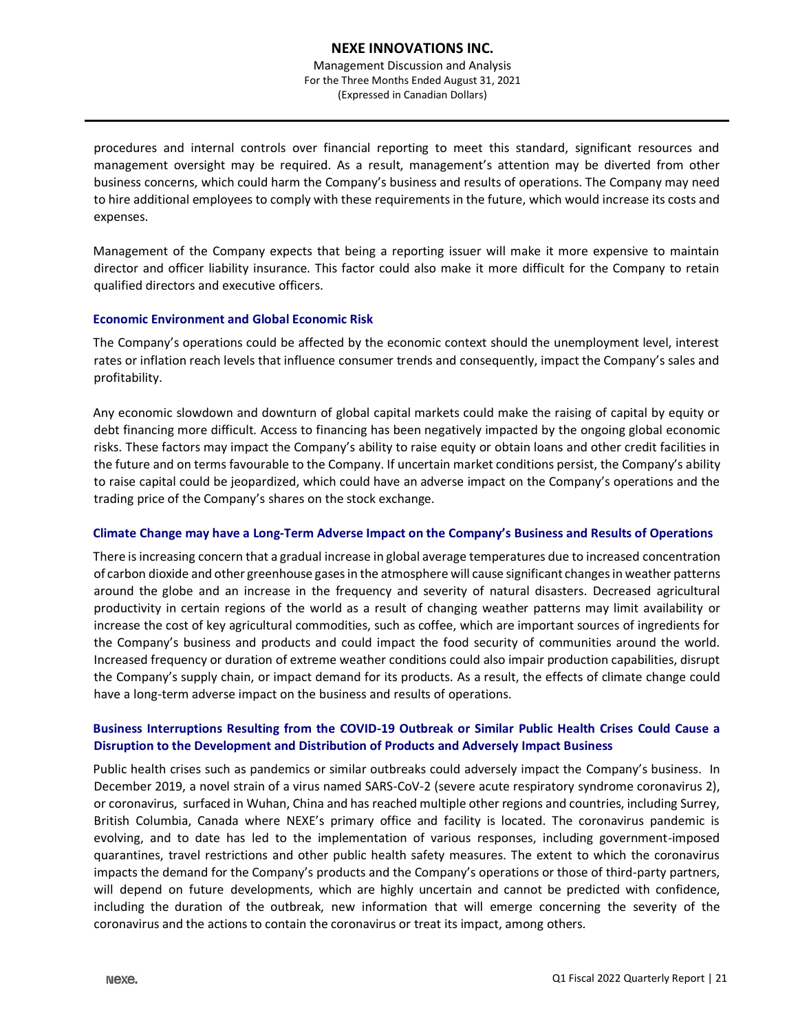procedures and internal controls over financial reporting to meet this standard, significant resources and management oversight may be required. As a result, management's attention may be diverted from other business concerns, which could harm the Company's business and results of operations. The Company may need to hire additional employees to comply with these requirements in the future, which would increase its costs and expenses.

Management of the Company expects that being a reporting issuer will make it more expensive to maintain director and officer liability insurance. This factor could also make it more difficult for the Company to retain qualified directors and executive officers.

### Economic Environment and Global Economic Risk

The Company's operations could be affected by the economic context should the unemployment level, interest rates or inflation reach levels that influence consumer trends and consequently, impact the Company's sales and profitability.

Any economic slowdown and downturn of global capital markets could make the raising of capital by equity or debt financing more difficult. Access to financing has been negatively impacted by the ongoing global economic risks. These factors may impact the Company's ability to raise equity or obtain loans and other credit facilities in the future and on terms favourable to the Company. If uncertain market conditions persist, the Company's ability to raise capital could be jeopardized, which could have an adverse impact on the Company's operations and the trading price of the Company's shares on the stock exchange.

### Climate Change may have a Long-Term Adverse Impact on the Company's Business and Results of Operations

There is increasing concern that a gradual increase in global average temperatures due to increased concentration of carbon dioxide and other greenhouse gases in the atmosphere will cause significant changes in weather patterns around the globe and an increase in the frequency and severity of natural disasters. Decreased agricultural productivity in certain regions of the world as a result of changing weather patterns may limit availability or increase the cost of key agricultural commodities, such as coffee, which are important sources of ingredients for the Company's business and products and could impact the food security of communities around the world. Increased frequency or duration of extreme weather conditions could also impair production capabilities, disrupt the Company's supply chain, or impact demand for its products. As a result, the effects of climate change could have a long-term adverse impact on the business and results of operations.

### Business Interruptions Resulting from the COVID-19 Outbreak or Similar Public Health Crises Could Cause a Disruption to the Development and Distribution of Products and Adversely Impact Business

Public health crises such as pandemics or similar outbreaks could adversely impact the Company's business. In December 2019, a novel strain of a virus named SARS-CoV-2 (severe acute respiratory syndrome coronavirus 2), or coronavirus, surfaced in Wuhan, China and has reached multiple other regions and countries, including Surrey, British Columbia, Canada where NEXE's primary office and facility is located. The coronavirus pandemic is evolving, and to date has led to the implementation of various responses, including government-imposed quarantines, travel restrictions and other public health safety measures. The extent to which the coronavirus impacts the demand for the Company's products and the Company's operations or those of third-party partners, will depend on future developments, which are highly uncertain and cannot be predicted with confidence, including the duration of the outbreak, new information that will emerge concerning the severity of the coronavirus and the actions to contain the coronavirus or treat its impact, among others.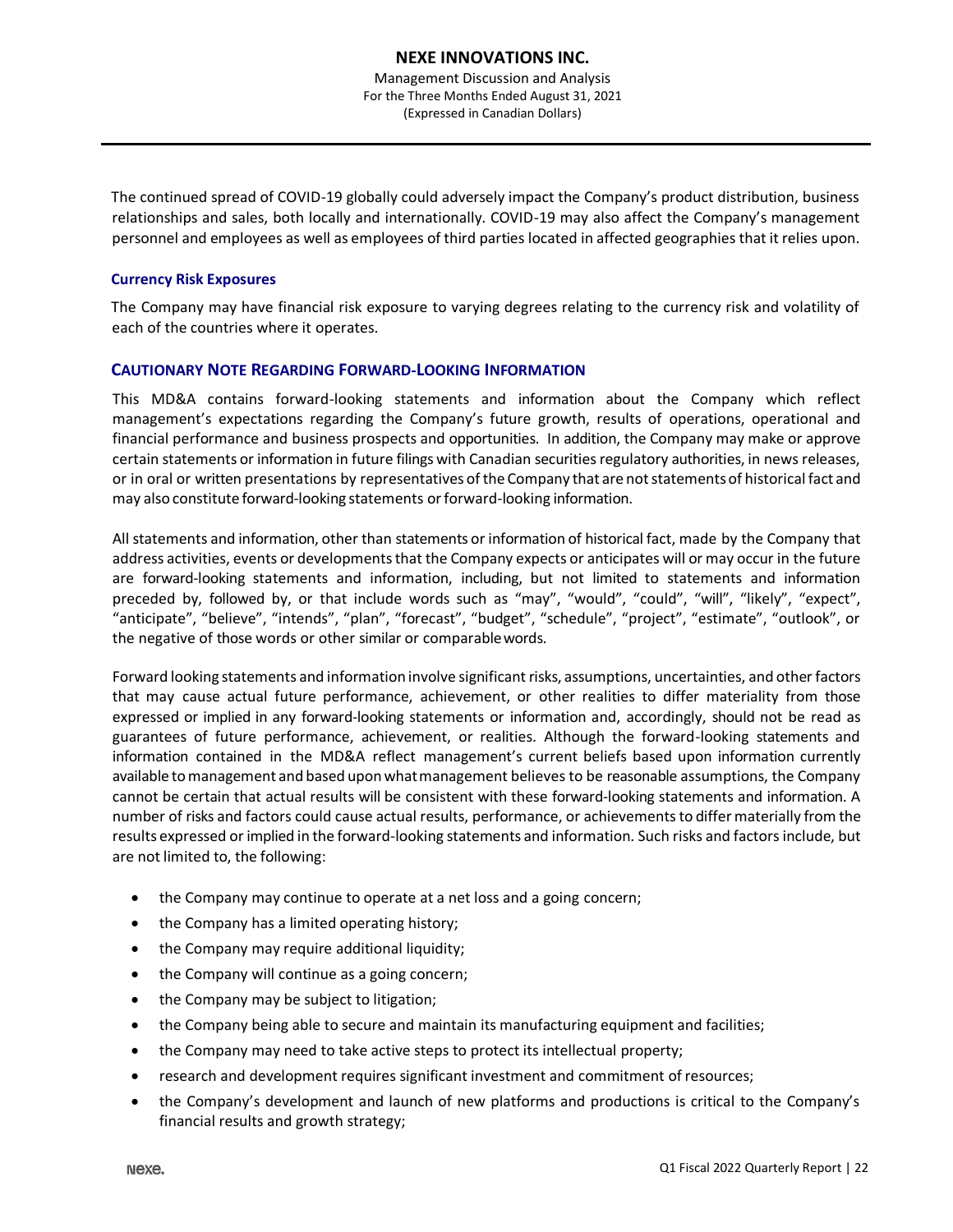The continued spread of COVID-19 globally could adversely impact the Company's product distribution, business relationships and sales, both locally and internationally. COVID-19 may also affect the Company's management personnel and employees as well as employees of third parties located in affected geographies that it relies upon.

### Currency Risk Exposures

The Company may have financial risk exposure to varying degrees relating to the currency risk and volatility of each of the countries where it operates.

## CAUTIONARY NOTE REGARDING FORWARD-LOOKING INFORMATION

This MD&A contains forward-looking statements and information about the Company which reflect management's expectations regarding the Company's future growth, results of operations, operational and financial performance and business prospects and opportunities. In addition, the Company may make or approve certain statements or information in future filings with Canadian securities regulatory authorities, in news releases, or in oral or written presentations by representatives of the Company that are not statements of historical fact and may also constitute forward-looking statements or forward-looking information.

All statements and information, other than statements or information of historical fact, made by the Company that address activities, events or developments that the Company expects or anticipates will or may occur in the future are forward-looking statements and information, including, but not limited to statements and information preceded by, followed by, or that include words such as "may", "would", "could", "will", "likely", "expect", "anticipate", "believe", "intends", "plan", "forecast", "budget", "schedule", "project", "estimate", "outlook", or the negative of those words or other similar or comparable words.

Forward looking statements and information involve significant risks, assumptions, uncertainties, and other factors that may cause actual future performance, achievement, or other realities to differ materiality from those expressed or implied in any forward-looking statements or information and, accordingly, should not be read as guarantees of future performance, achievement, or realities. Although the forward-looking statements and information contained in the MD&A reflect management's current beliefs based upon information currently available to management and based upon what management believes to be reasonable assumptions, the Company cannot be certain that actual results will be consistent with these forward-looking statements and information. A number of risks and factors could cause actual results, performance, or achievements to differ materially from the results expressed or implied in the forward-looking statements and information. Such risks and factors include, but are not limited to, the following:

- the Company may continue to operate at a net loss and a going concern;
- the Company has a limited operating history;
- the Company may require additional liquidity;
- the Company will continue as a going concern;
- the Company may be subject to litigation;
- the Company being able to secure and maintain its manufacturing equipment and facilities;
- the Company may need to take active steps to protect its intellectual property;
- research and development requires significant investment and commitment of resources;
- the Company's development and launch of new platforms and productions is critical to the Company's financial results and growth strategy;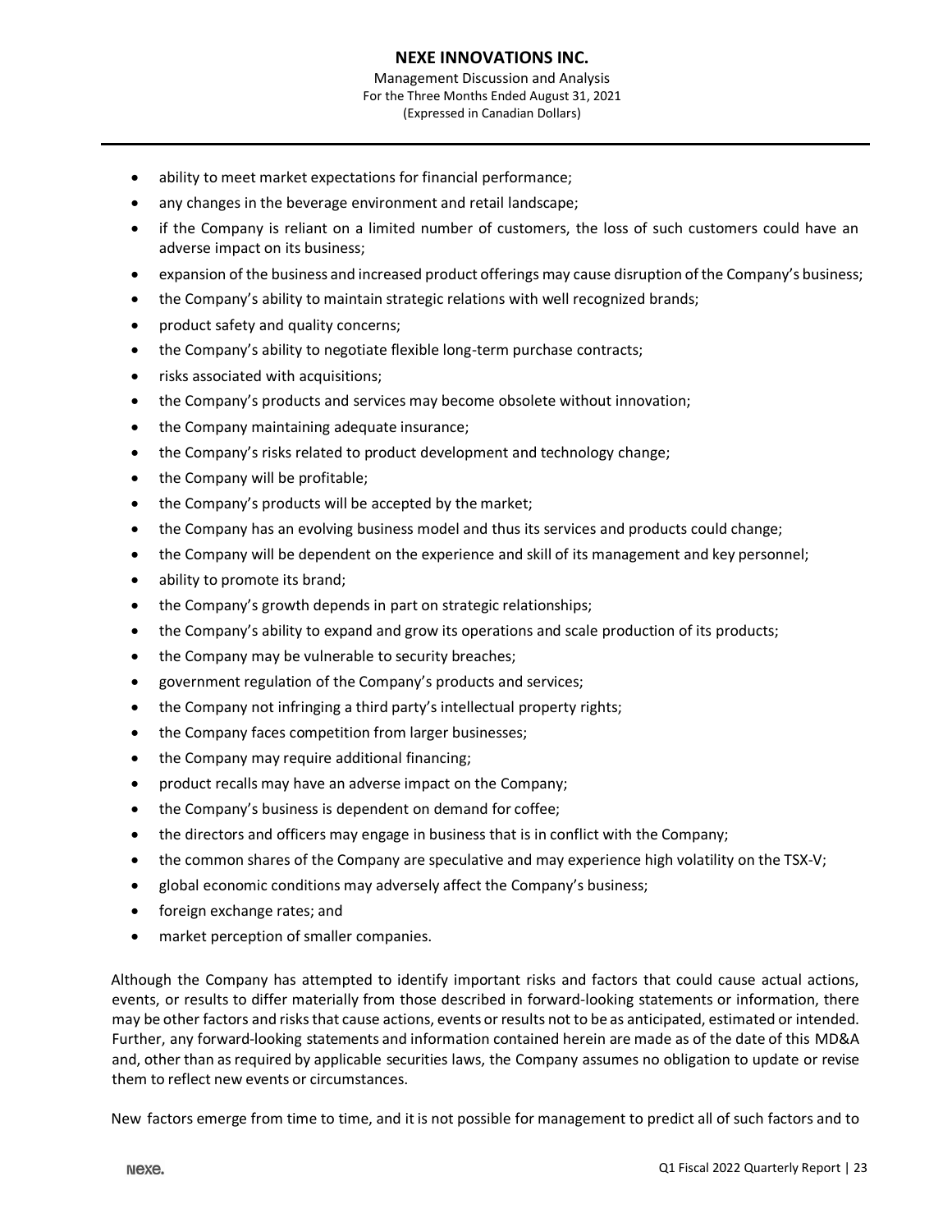- ability to meet market expectations for financial performance;
- any changes in the beverage environment and retail landscape;
- if the Company is reliant on a limited number of customers, the loss of such customers could have an adverse impact on its business;
- expansion of the business and increased product offerings may cause disruption of the Company's business;
- the Company's ability to maintain strategic relations with well recognized brands;
- product safety and quality concerns;
- the Company's ability to negotiate flexible long-term purchase contracts;
- risks associated with acquisitions;
- the Company's products and services may become obsolete without innovation;
- the Company maintaining adequate insurance;
- the Company's risks related to product development and technology change;
- the Company will be profitable;
- the Company's products will be accepted by the market;
- the Company has an evolving business model and thus its services and products could change;
- the Company will be dependent on the experience and skill of its management and key personnel;
- ability to promote its brand;
- the Company's growth depends in part on strategic relationships;
- the Company's ability to expand and grow its operations and scale production of its products;
- the Company may be vulnerable to security breaches;
- government regulation of the Company's products and services;
- the Company not infringing a third party's intellectual property rights;
- the Company faces competition from larger businesses;
- the Company may require additional financing;
- product recalls may have an adverse impact on the Company;
- the Company's business is dependent on demand for coffee;
- the directors and officers may engage in business that is in conflict with the Company;
- the common shares of the Company are speculative and may experience high volatility on the TSX-V;
- global economic conditions may adversely affect the Company's business;
- foreign exchange rates; and
- market perception of smaller companies.

Although the Company has attempted to identify important risks and factors that could cause actual actions, events, or results to differ materially from those described in forward-looking statements or information, there may be other factors and risks that cause actions, events or results not to be as anticipated, estimated or intended. Further, any forward-looking statements and information contained herein are made as of the date of this MD&A and, other than as required by applicable securities laws, the Company assumes no obligation to update or revise them to reflect new events or circumstances.

New factors emerge from time to time, and it is not possible for management to predict all of such factors and to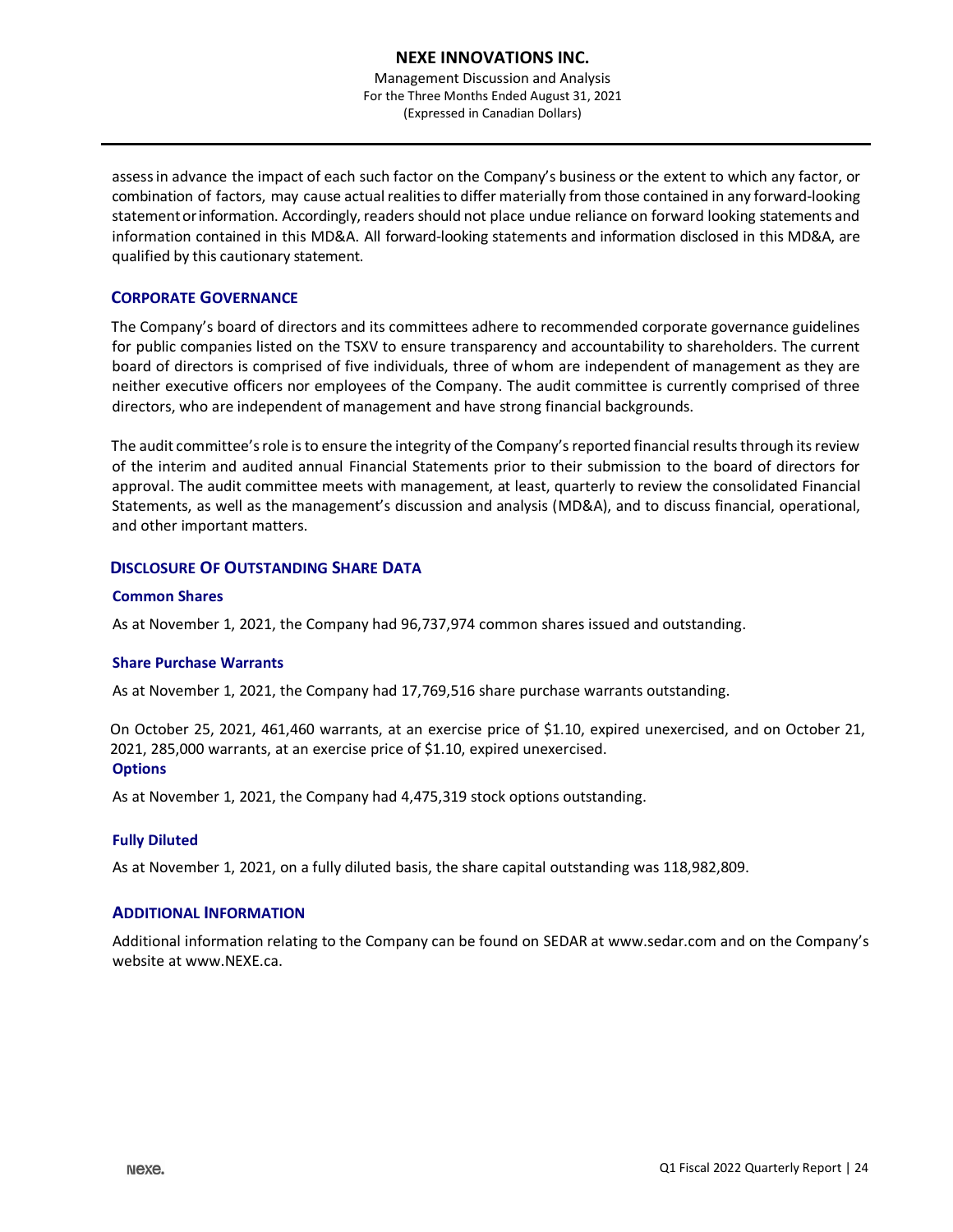assess in advance the impact of each such factor on the Company's business or the extent to which any factor, or combination of factors, may cause actual realities to differ materially from those contained in any forward-looking statement or information. Accordingly, readers should not place undue reliance on forward looking statements and information contained in this MD&A. All forward-looking statements and information disclosed in this MD&A, are qualified by this cautionary statement.

## CORPORATE GOVERNANCE

The Company's board of directors and its committees adhere to recommended corporate governance guidelines for public companies listed on the TSXV to ensure transparency and accountability to shareholders. The current board of directors is comprised of five individuals, three of whom are independent of management as they are neither executive officers nor employees of the Company. The audit committee is currently comprised of three directors, who are independent of management and have strong financial backgrounds.

The audit committee's role is to ensure the integrity of the Company's reported financial results through its review of the interim and audited annual Financial Statements prior to their submission to the board of directors for approval. The audit committee meets with management, at least, quarterly to review the consolidated Financial Statements, as well as the management's discussion and analysis (MD&A), and to discuss financial, operational, and other important matters.

## DISCLOSURE OF OUTSTANDING SHARE DATA

### Common Shares

As at November 1, 2021, the Company had 96,737,974 common shares issued and outstanding.

### Share Purchase Warrants

As at November 1, 2021, the Company had 17,769,516 share purchase warrants outstanding.

On October 25, 2021, 461,460 warrants, at an exercise price of $1.10, expired unexercised, and on October 21, 2021, 285,000 warrants, at an exercise price of $1.10, expired unexercised.

### Options

As at November 1, 2021, the Company had 4,475,319 stock options outstanding.

### Fully Diluted

As at November 1, 2021, on a fully diluted basis, the share capital outstanding was 118,982,809.

## ADDITIONAL INFORMATION

Additional information relating to the Company can be found on SEDAR at www.sedar.com and on the Company's website at www.NEXE.ca.